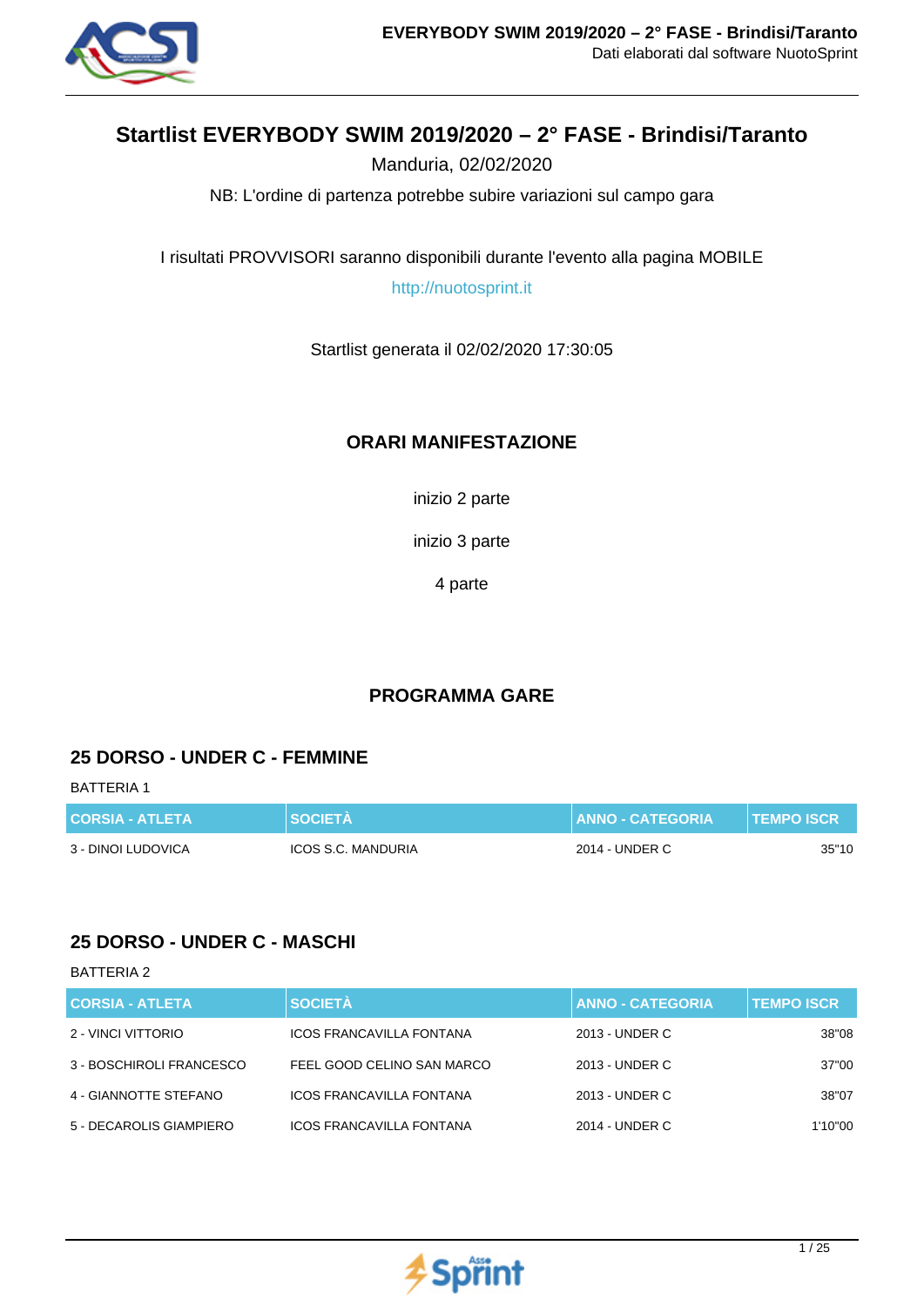# Startlist EVERYBODY SWIM 2019/2020 – 2° FASE - Brindisi/Taranto

Manduria, 02/02/2020

NB: L'ordine di partenza potrebbe subire variazioni sul campo gara

I risultati PROVVISORI saranno disponibili durante l'evento alla pagina MOBILE

http://nuotosprint.it

Startlist generata il 02/02/2020 17:30:05

## ORARI MANIFESTAZIONE

inizio 2 parte

inizio 3 parte

4 parte

## PROGRAMMA GARE

### 25 DORSO - UNDER C - FEMMINE

BATTERIA 1

| CORSIA - ATLETA | SOCIETÀ | ANNO - CATEGORIA | TEMPO ISCR |
|---|---|---|---|
| 3 - DINOI LUDOVICA | ICOS S.C. MANDURIA | 2014 - UNDER C | 35"10 |

### 25 DORSO - UNDER C - MASCHI

BATTERIA 2

| CORSIA - ATLETA | SOCIETÀ | ANNO - CATEGORIA | TEMPO ISCR |
|---|---|---|---|
| 2 - VINCI VITTORIO | ICOS FRANCAVILLA FONTANA | 2013 - UNDER C | 38"08 |
| 3 - BOSCHIROLI FRANCESCO | FEEL GOOD CELINO SAN MARCO | 2013 - UNDER C | 37"00 |
| 4 - GIANNOTTE STEFANO | ICOS FRANCAVILLA FONTANA | 2013 - UNDER C | 38"07 |
| 5 - DECAROLIS GIAMPIERO | ICOS FRANCAVILLA FONTANA | 2014 - UNDER C | 1'10"00 |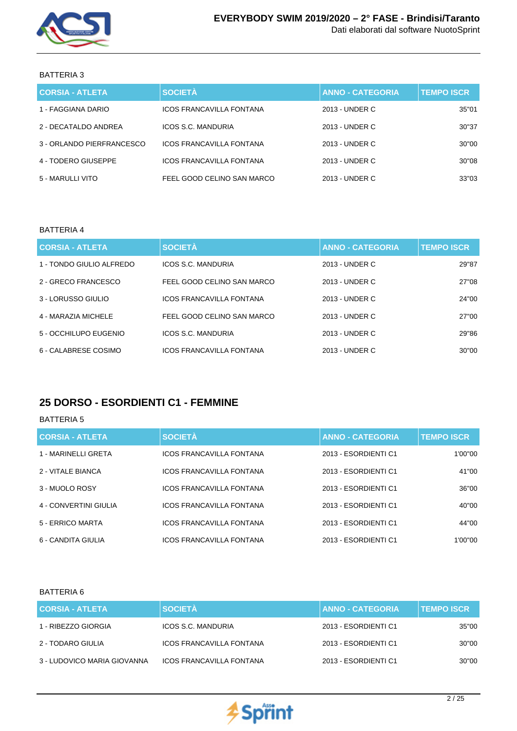BATTERIA 3

| CORSIA - ATLETA | SOCIETÀ | ANNO - CATEGORIA | TEMPO ISCR |
|---|---|---|---|
| 1 - FAGGIANA DARIO | ICOS FRANCAVILLA FONTANA | 2013 - UNDER C | 35"01 |
| 2 - DECATALDO ANDREA | ICOS S.C. MANDURIA | 2013 - UNDER C | 30"37 |
| 3 - ORLANDO PIERFRANCESCO | ICOS FRANCAVILLA FONTANA | 2013 - UNDER C | 30"00 |
| 4 - TODERO GIUSEPPE | ICOS FRANCAVILLA FONTANA | 2013 - UNDER C | 30"08 |
| 5 - MARULLI VITO | FEEL GOOD CELINO SAN MARCO | 2013 - UNDER C | 33"03 |

BATTERIA 4

| CORSIA - ATLETA | SOCIETÀ | ANNO - CATEGORIA | TEMPO ISCR |
|---|---|---|---|
| 1 - TONDO GIULIO ALFREDO | ICOS S.C. MANDURIA | 2013 - UNDER C | 29"87 |
| 2 - GRECO FRANCESCO | FEEL GOOD CELINO SAN MARCO | 2013 - UNDER C | 27"08 |
| 3 - LORUSSO GIULIO | ICOS FRANCAVILLA FONTANA | 2013 - UNDER C | 24"00 |
| 4 - MARAZIA MICHELE | FEEL GOOD CELINO SAN MARCO | 2013 - UNDER C | 27"00 |
| 5 - OCCHILUPO EUGENIO | ICOS S.C. MANDURIA | 2013 - UNDER C | 29"86 |
| 6 - CALABRESE COSIMO | ICOS FRANCAVILLA FONTANA | 2013 - UNDER C | 30"00 |

## 25 DORSO - ESORDIENTI C1 - FEMMINE

BATTERIA 5

| CORSIA - ATLETA | SOCIETÀ | ANNO - CATEGORIA | TEMPO ISCR |
|---|---|---|---|
| 1 - MARINELLI GRETA | ICOS FRANCAVILLA FONTANA | 2013 - ESORDIENTI C1 | 1'00"00 |
| 2 - VITALE BIANCA | ICOS FRANCAVILLA FONTANA | 2013 - ESORDIENTI C1 | 41"00 |
| 3 - MUOLO ROSY | ICOS FRANCAVILLA FONTANA | 2013 - ESORDIENTI C1 | 36"00 |
| 4 - CONVERTINI GIULIA | ICOS FRANCAVILLA FONTANA | 2013 - ESORDIENTI C1 | 40"00 |
| 5 - ERRICO MARTA | ICOS FRANCAVILLA FONTANA | 2013 - ESORDIENTI C1 | 44"00 |
| 6 - CANDITA GIULIA | ICOS FRANCAVILLA FONTANA | 2013 - ESORDIENTI C1 | 1'00"00 |

BATTERIA 6

| CORSIA - ATLETA | SOCIETÀ | ANNO - CATEGORIA | TEMPO ISCR |
|---|---|---|---|
| 1 - RIBEZZO GIORGIA | ICOS S.C. MANDURIA | 2013 - ESORDIENTI C1 | 35"00 |
| 2 - TODARO GIULIA | ICOS FRANCAVILLA FONTANA | 2013 - ESORDIENTI C1 | 30"00 |
| 3 - LUDOVICO MARIA GIOVANNA | ICOS FRANCAVILLA FONTANA | 2013 - ESORDIENTI C1 | 30"00 |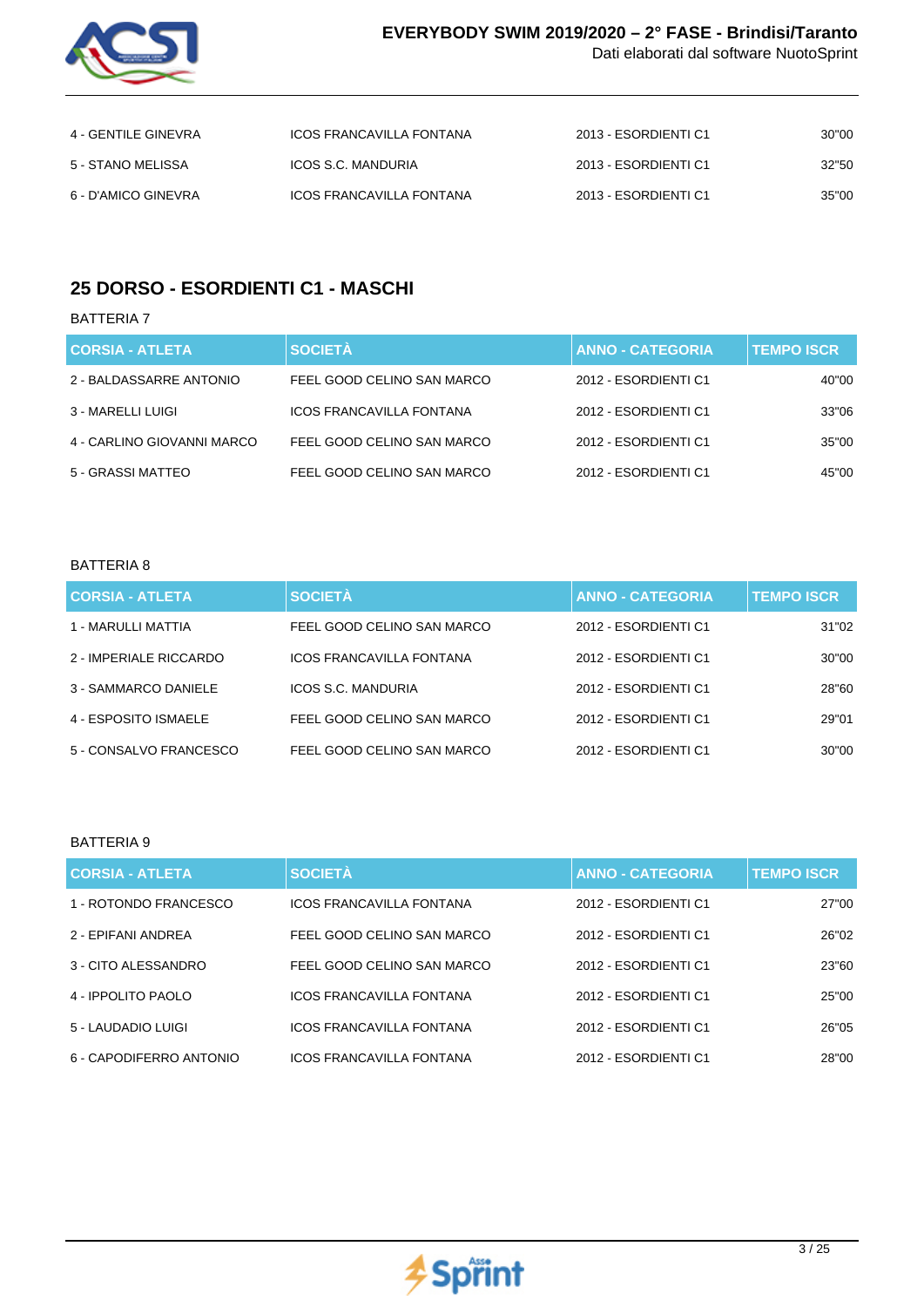| | | | |
|---|---|---|---|
| 4 - GENTILE GINEVRA | ICOS FRANCAVILLA FONTANA | 2013 - ESORDIENTI C1 | 30"00 |
| 5 - STANO MELISSA | ICOS S.C. MANDURIA | 2013 - ESORDIENTI C1 | 32"50 |
| 6 - D'AMICO GINEVRA | ICOS FRANCAVILLA FONTANA | 2013 - ESORDIENTI C1 | 35"00 |

## 25 DORSO - ESORDIENTI C1 - MASCHI

BATTERIA 7

| CORSIA - ATLETA | SOCIETÀ | ANNO - CATEGORIA | TEMPO ISCR |
|---|---|---|---|
| 2 - BALDASSARRE ANTONIO | FEEL GOOD CELINO SAN MARCO | 2012 - ESORDIENTI C1 | 40"00 |
| 3 - MARELLI LUIGI | ICOS FRANCAVILLA FONTANA | 2012 - ESORDIENTI C1 | 33"06 |
| 4 - CARLINO GIOVANNI MARCO | FEEL GOOD CELINO SAN MARCO | 2012 - ESORDIENTI C1 | 35"00 |
| 5 - GRASSI MATTEO | FEEL GOOD CELINO SAN MARCO | 2012 - ESORDIENTI C1 | 45"00 |

BATTERIA 8

| CORSIA - ATLETA | SOCIETÀ | ANNO - CATEGORIA | TEMPO ISCR |
|---|---|---|---|
| 1 - MARULLI MATTIA | FEEL GOOD CELINO SAN MARCO | 2012 - ESORDIENTI C1 | 31"02 |
| 2 - IMPERIALE RICCARDO | ICOS FRANCAVILLA FONTANA | 2012 - ESORDIENTI C1 | 30"00 |
| 3 - SAMMARCO DANIELE | ICOS S.C. MANDURIA | 2012 - ESORDIENTI C1 | 28"60 |
| 4 - ESPOSITO ISMAELE | FEEL GOOD CELINO SAN MARCO | 2012 - ESORDIENTI C1 | 29"01 |
| 5 - CONSALVO FRANCESCO | FEEL GOOD CELINO SAN MARCO | 2012 - ESORDIENTI C1 | 30"00 |

BATTERIA 9

| CORSIA - ATLETA | SOCIETÀ | ANNO - CATEGORIA | TEMPO ISCR |
|---|---|---|---|
| 1 - ROTONDO FRANCESCO | ICOS FRANCAVILLA FONTANA | 2012 - ESORDIENTI C1 | 27"00 |
| 2 - EPIFANI ANDREA | FEEL GOOD CELINO SAN MARCO | 2012 - ESORDIENTI C1 | 26"02 |
| 3 - CITO ALESSANDRO | FEEL GOOD CELINO SAN MARCO | 2012 - ESORDIENTI C1 | 23"60 |
| 4 - IPPOLITO PAOLO | ICOS FRANCAVILLA FONTANA | 2012 - ESORDIENTI C1 | 25"00 |
| 5 - LAUDADIO LUIGI | ICOS FRANCAVILLA FONTANA | 2012 - ESORDIENTI C1 | 26"05 |
| 6 - CAPODIFERRO ANTONIO | ICOS FRANCAVILLA FONTANA | 2012 - ESORDIENTI C1 | 28"00 |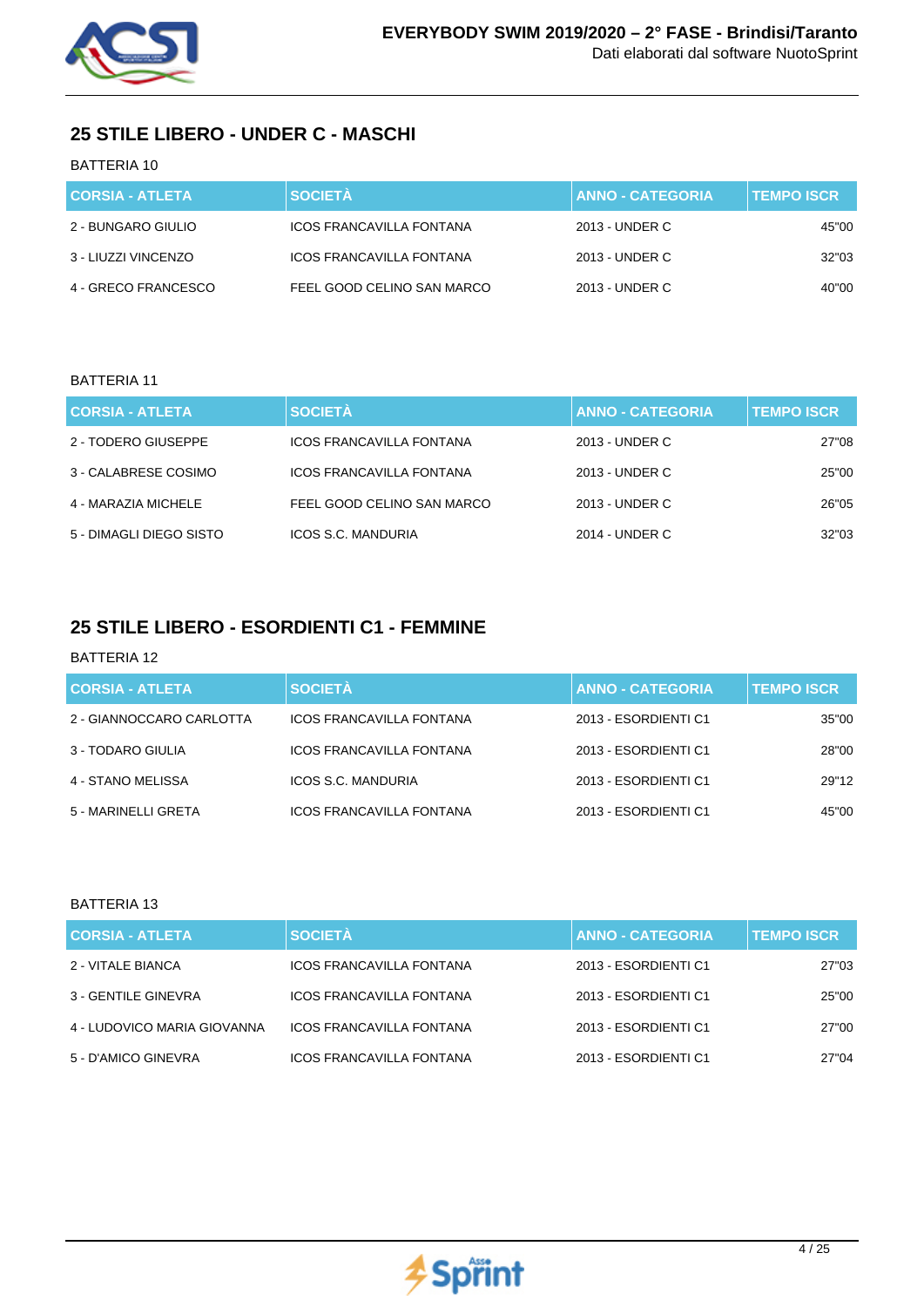## 25 STILE LIBERO - UNDER C - MASCHI

BATTERIA 10

| CORSIA - ATLETA | SOCIETÀ | ANNO - CATEGORIA | TEMPO ISCR |
|---|---|---|---|
| 2 - BUNGARO GIULIO | ICOS FRANCAVILLA FONTANA | 2013 - UNDER C | 45"00 |
| 3 - LIUZZI VINCENZO | ICOS FRANCAVILLA FONTANA | 2013 - UNDER C | 32"03 |
| 4 - GRECO FRANCESCO | FEEL GOOD CELINO SAN MARCO | 2013 - UNDER C | 40"00 |

BATTERIA 11

| CORSIA - ATLETA | SOCIETÀ | ANNO - CATEGORIA | TEMPO ISCR |
|---|---|---|---|
| 2 - TODERO GIUSEPPE | ICOS FRANCAVILLA FONTANA | 2013 - UNDER C | 27"08 |
| 3 - CALABRESE COSIMO | ICOS FRANCAVILLA FONTANA | 2013 - UNDER C | 25"00 |
| 4 - MARAZIA MICHELE | FEEL GOOD CELINO SAN MARCO | 2013 - UNDER C | 26"05 |
| 5 - DIMAGLI DIEGO SISTO | ICOS S.C. MANDURIA | 2014 - UNDER C | 32"03 |

## 25 STILE LIBERO - ESORDIENTI C1 - FEMMINE

BATTERIA 12

| CORSIA - ATLETA | SOCIETÀ | ANNO - CATEGORIA | TEMPO ISCR |
|---|---|---|---|
| 2 - GIANNOCCARO CARLOTTA | ICOS FRANCAVILLA FONTANA | 2013 - ESORDIENTI C1 | 35"00 |
| 3 - TODARO GIULIA | ICOS FRANCAVILLA FONTANA | 2013 - ESORDIENTI C1 | 28"00 |
| 4 - STANO MELISSA | ICOS S.C. MANDURIA | 2013 - ESORDIENTI C1 | 29"12 |
| 5 - MARINELLI GRETA | ICOS FRANCAVILLA FONTANA | 2013 - ESORDIENTI C1 | 45"00 |

BATTERIA 13

| CORSIA - ATLETA | SOCIETÀ | ANNO - CATEGORIA | TEMPO ISCR |
|---|---|---|---|
| 2 - VITALE BIANCA | ICOS FRANCAVILLA FONTANA | 2013 - ESORDIENTI C1 | 27"03 |
| 3 - GENTILE GINEVRA | ICOS FRANCAVILLA FONTANA | 2013 - ESORDIENTI C1 | 25"00 |
| 4 - LUDOVICO MARIA GIOVANNA | ICOS FRANCAVILLA FONTANA | 2013 - ESORDIENTI C1 | 27"00 |
| 5 - D'AMICO GINEVRA | ICOS FRANCAVILLA FONTANA | 2013 - ESORDIENTI C1 | 27"04 |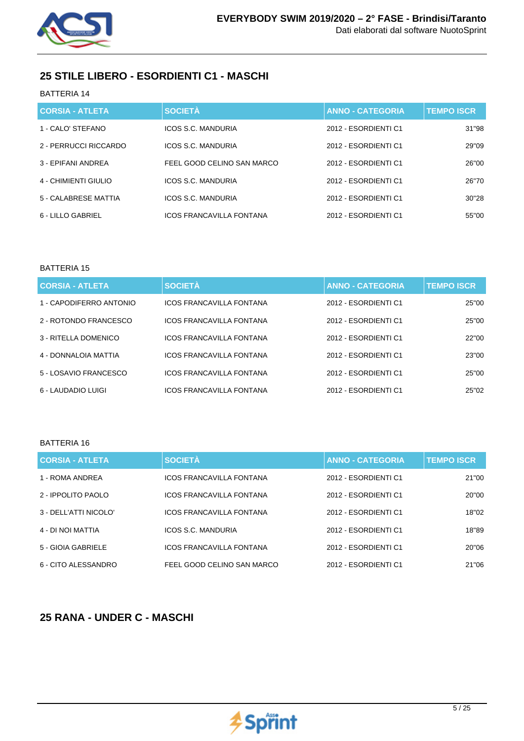## 25 STILE LIBERO - ESORDIENTI C1 - MASCHI

BATTERIA 14

| CORSIA - ATLETA | SOCIETÀ | ANNO - CATEGORIA | TEMPO ISCR |
| --- | --- | --- | --- |
| 1 - CALO' STEFANO | ICOS S.C. MANDURIA | 2012 - ESORDIENTI C1 | 31"98 |
| 2 - PERRUCCI RICCARDO | ICOS S.C. MANDURIA | 2012 - ESORDIENTI C1 | 29"09 |
| 3 - EPIFANI ANDREA | FEEL GOOD CELINO SAN MARCO | 2012 - ESORDIENTI C1 | 26"00 |
| 4 - CHIMIENTI GIULIO | ICOS S.C. MANDURIA | 2012 - ESORDIENTI C1 | 26"70 |
| 5 - CALABRESE MATTIA | ICOS S.C. MANDURIA | 2012 - ESORDIENTI C1 | 30"28 |
| 6 - LILLO GABRIEL | ICOS FRANCAVILLA FONTANA | 2012 - ESORDIENTI C1 | 55"00 |

BATTERIA 15

| CORSIA - ATLETA | SOCIETÀ | ANNO - CATEGORIA | TEMPO ISCR |
| --- | --- | --- | --- |
| 1 - CAPODIFERRO ANTONIO | ICOS FRANCAVILLA FONTANA | 2012 - ESORDIENTI C1 | 25"00 |
| 2 - ROTONDO FRANCESCO | ICOS FRANCAVILLA FONTANA | 2012 - ESORDIENTI C1 | 25"00 |
| 3 - RITELLA DOMENICO | ICOS FRANCAVILLA FONTANA | 2012 - ESORDIENTI C1 | 22"00 |
| 4 - DONNALOIA MATTIA | ICOS FRANCAVILLA FONTANA | 2012 - ESORDIENTI C1 | 23"00 |
| 5 - LOSAVIO FRANCESCO | ICOS FRANCAVILLA FONTANA | 2012 - ESORDIENTI C1 | 25"00 |
| 6 - LAUDADIO LUIGI | ICOS FRANCAVILLA FONTANA | 2012 - ESORDIENTI C1 | 25"02 |

BATTERIA 16

| CORSIA - ATLETA | SOCIETÀ | ANNO - CATEGORIA | TEMPO ISCR |
| --- | --- | --- | --- |
| 1 - ROMA ANDREA | ICOS FRANCAVILLA FONTANA | 2012 - ESORDIENTI C1 | 21"00 |
| 2 - IPPOLITO PAOLO | ICOS FRANCAVILLA FONTANA | 2012 - ESORDIENTI C1 | 20"00 |
| 3 - DELL'ATTI NICOLO' | ICOS FRANCAVILLA FONTANA | 2012 - ESORDIENTI C1 | 18"02 |
| 4 - DI NOI MATTIA | ICOS S.C. MANDURIA | 2012 - ESORDIENTI C1 | 18"89 |
| 5 - GIOIA GABRIELE | ICOS FRANCAVILLA FONTANA | 2012 - ESORDIENTI C1 | 20"06 |
| 6 - CITO ALESSANDRO | FEEL GOOD CELINO SAN MARCO | 2012 - ESORDIENTI C1 | 21"06 |

## 25 RANA - UNDER C - MASCHI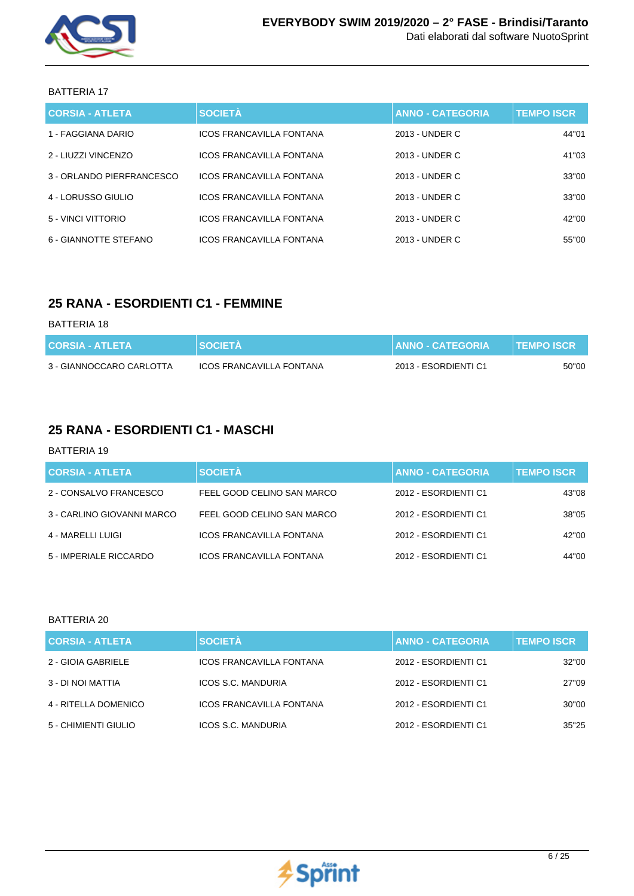BATTERIA 17

| CORSIA - ATLETA | SOCIETÀ | ANNO - CATEGORIA | TEMPO ISCR |
|---|---|---|---|
| 1 - FAGGIANA DARIO | ICOS FRANCAVILLA FONTANA | 2013 - UNDER C | 44"01 |
| 2 - LIUZZI VINCENZO | ICOS FRANCAVILLA FONTANA | 2013 - UNDER C | 41"03 |
| 3 - ORLANDO PIERFRANCESCO | ICOS FRANCAVILLA FONTANA | 2013 - UNDER C | 33"00 |
| 4 - LORUSSO GIULIO | ICOS FRANCAVILLA FONTANA | 2013 - UNDER C | 33"00 |
| 5 - VINCI VITTORIO | ICOS FRANCAVILLA FONTANA | 2013 - UNDER C | 42"00 |
| 6 - GIANNOTTE STEFANO | ICOS FRANCAVILLA FONTANA | 2013 - UNDER C | 55"00 |

## 25 RANA - ESORDIENTI C1 - FEMMINE

BATTERIA 18

| CORSIA - ATLETA | SOCIETÀ | ANNO - CATEGORIA | TEMPO ISCR |
|---|---|---|---|
| 3 - GIANNOCCARO CARLOTTA | ICOS FRANCAVILLA FONTANA | 2013 - ESORDIENTI C1 | 50"00 |

## 25 RANA - ESORDIENTI C1 - MASCHI

BATTERIA 19

| CORSIA - ATLETA | SOCIETÀ | ANNO - CATEGORIA | TEMPO ISCR |
|---|---|---|---|
| 2 - CONSALVO FRANCESCO | FEEL GOOD CELINO SAN MARCO | 2012 - ESORDIENTI C1 | 43"08 |
| 3 - CARLINO GIOVANNI MARCO | FEEL GOOD CELINO SAN MARCO | 2012 - ESORDIENTI C1 | 38"05 |
| 4 - MARELLI LUIGI | ICOS FRANCAVILLA FONTANA | 2012 - ESORDIENTI C1 | 42"00 |
| 5 - IMPERIALE RICCARDO | ICOS FRANCAVILLA FONTANA | 2012 - ESORDIENTI C1 | 44"00 |

BATTERIA 20

| CORSIA - ATLETA | SOCIETÀ | ANNO - CATEGORIA | TEMPO ISCR |
|---|---|---|---|
| 2 - GIOIA GABRIELE | ICOS FRANCAVILLA FONTANA | 2012 - ESORDIENTI C1 | 32"00 |
| 3 - DI NOI MATTIA | ICOS S.C. MANDURIA | 2012 - ESORDIENTI C1 | 27"09 |
| 4 - RITELLA DOMENICO | ICOS FRANCAVILLA FONTANA | 2012 - ESORDIENTI C1 | 30"00 |
| 5 - CHIMIENTI GIULIO | ICOS S.C. MANDURIA | 2012 - ESORDIENTI C1 | 35"25 |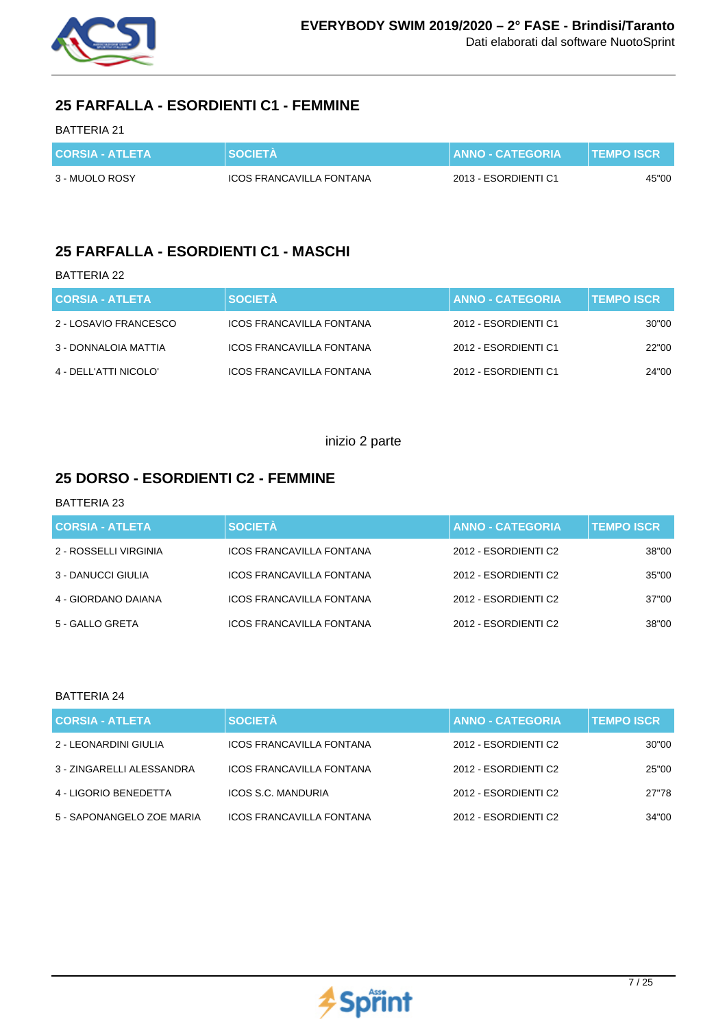## 25 FARFALLA - ESORDIENTI C1 - FEMMINE

BATTERIA 21

| CORSIA - ATLETA | SOCIETÀ | ANNO - CATEGORIA | TEMPO ISCR |
|---|---|---|---|
| 3 - MUOLO ROSY | ICOS FRANCAVILLA FONTANA | 2013 - ESORDIENTI C1 | 45"00 |

## 25 FARFALLA - ESORDIENTI C1 - MASCHI

BATTERIA 22

| CORSIA - ATLETA | SOCIETÀ | ANNO - CATEGORIA | TEMPO ISCR |
|---|---|---|---|
| 2 - LOSAVIO FRANCESCO | ICOS FRANCAVILLA FONTANA | 2012 - ESORDIENTI C1 | 30"00 |
| 3 - DONNALOIA MATTIA | ICOS FRANCAVILLA FONTANA | 2012 - ESORDIENTI C1 | 22"00 |
| 4 - DELL'ATTI NICOLO' | ICOS FRANCAVILLA FONTANA | 2012 - ESORDIENTI C1 | 24"00 |

inizio 2 parte

## 25 DORSO - ESORDIENTI C2 - FEMMINE

BATTERIA 23

| CORSIA - ATLETA | SOCIETÀ | ANNO - CATEGORIA | TEMPO ISCR |
|---|---|---|---|
| 2 - ROSSELLI VIRGINIA | ICOS FRANCAVILLA FONTANA | 2012 - ESORDIENTI C2 | 38"00 |
| 3 - DANUCCI GIULIA | ICOS FRANCAVILLA FONTANA | 2012 - ESORDIENTI C2 | 35"00 |
| 4 - GIORDANO DAIANA | ICOS FRANCAVILLA FONTANA | 2012 - ESORDIENTI C2 | 37"00 |
| 5 - GALLO GRETA | ICOS FRANCAVILLA FONTANA | 2012 - ESORDIENTI C2 | 38"00 |

BATTERIA 24

| CORSIA - ATLETA | SOCIETÀ | ANNO - CATEGORIA | TEMPO ISCR |
|---|---|---|---|
| 2 - LEONARDINI GIULIA | ICOS FRANCAVILLA FONTANA | 2012 - ESORDIENTI C2 | 30"00 |
| 3 - ZINGARELLI ALESSANDRA | ICOS FRANCAVILLA FONTANA | 2012 - ESORDIENTI C2 | 25"00 |
| 4 - LIGORIO BENEDETTA | ICOS S.C. MANDURIA | 2012 - ESORDIENTI C2 | 27"78 |
| 5 - SAPONANGELO ZOE MARIA | ICOS FRANCAVILLA FONTANA | 2012 - ESORDIENTI C2 | 34"00 |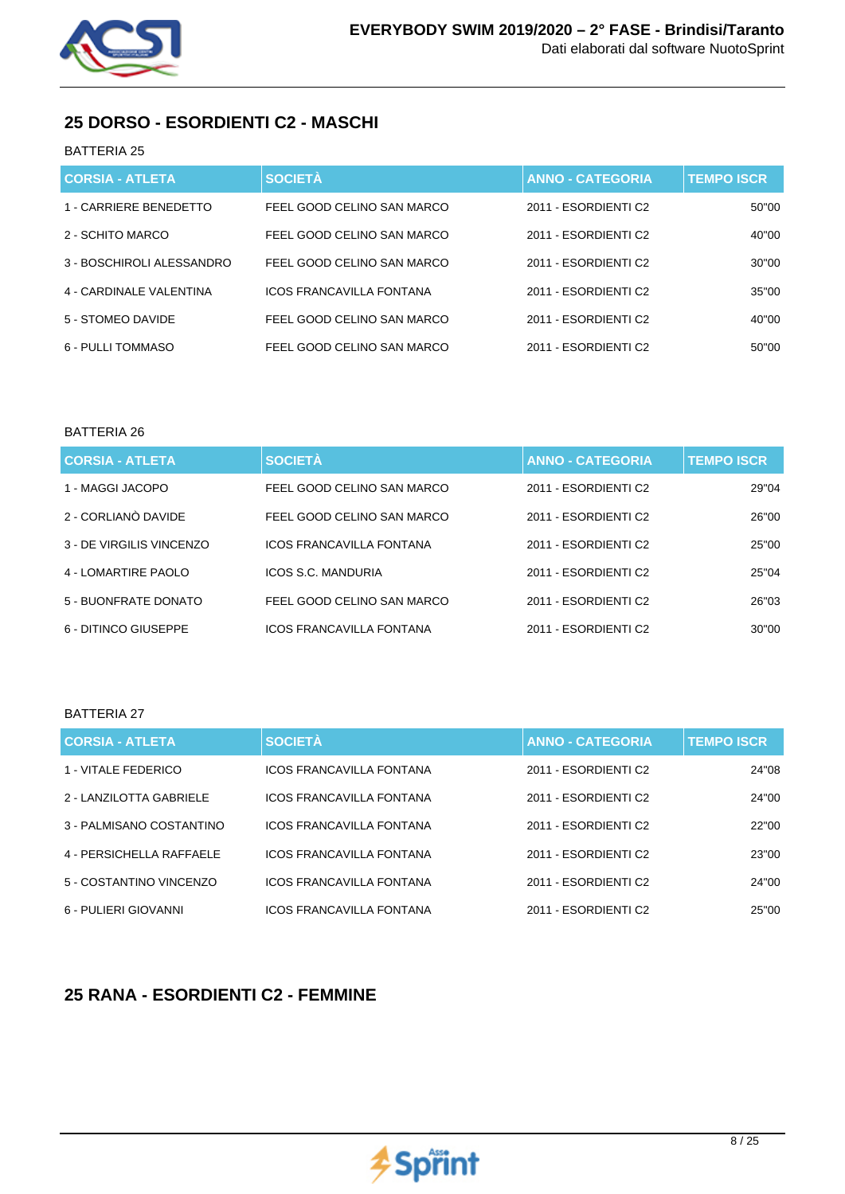## 25 DORSO - ESORDIENTI C2 - MASCHI

BATTERIA 25

| CORSIA - ATLETA | SOCIETÀ | ANNO - CATEGORIA | TEMPO ISCR |
|---|---|---|---|
| 1 - CARRIERE BENEDETTO | FEEL GOOD CELINO SAN MARCO | 2011 - ESORDIENTI C2 | 50"00 |
| 2 - SCHITO MARCO | FEEL GOOD CELINO SAN MARCO | 2011 - ESORDIENTI C2 | 40"00 |
| 3 - BOSCHIROLI ALESSANDRO | FEEL GOOD CELINO SAN MARCO | 2011 - ESORDIENTI C2 | 30"00 |
| 4 - CARDINALE VALENTINA | ICOS FRANCAVILLA FONTANA | 2011 - ESORDIENTI C2 | 35"00 |
| 5 - STOMEO DAVIDE | FEEL GOOD CELINO SAN MARCO | 2011 - ESORDIENTI C2 | 40"00 |
| 6 - PULLI TOMMASO | FEEL GOOD CELINO SAN MARCO | 2011 - ESORDIENTI C2 | 50"00 |

BATTERIA 26

| CORSIA - ATLETA | SOCIETÀ | ANNO - CATEGORIA | TEMPO ISCR |
|---|---|---|---|
| 1 - MAGGI JACOPO | FEEL GOOD CELINO SAN MARCO | 2011 - ESORDIENTI C2 | 29"04 |
| 2 - CORLIANÒ DAVIDE | FEEL GOOD CELINO SAN MARCO | 2011 - ESORDIENTI C2 | 26"00 |
| 3 - DE VIRGILIS VINCENZO | ICOS FRANCAVILLA FONTANA | 2011 - ESORDIENTI C2 | 25"00 |
| 4 - LOMARTIRE PAOLO | ICOS S.C. MANDURIA | 2011 - ESORDIENTI C2 | 25"04 |
| 5 - BUONFRATE DONATO | FEEL GOOD CELINO SAN MARCO | 2011 - ESORDIENTI C2 | 26"03 |
| 6 - DITINCO GIUSEPPE | ICOS FRANCAVILLA FONTANA | 2011 - ESORDIENTI C2 | 30"00 |

BATTERIA 27

| CORSIA - ATLETA | SOCIETÀ | ANNO - CATEGORIA | TEMPO ISCR |
|---|---|---|---|
| 1 - VITALE FEDERICO | ICOS FRANCAVILLA FONTANA | 2011 - ESORDIENTI C2 | 24"08 |
| 2 - LANZILOTTA GABRIELE | ICOS FRANCAVILLA FONTANA | 2011 - ESORDIENTI C2 | 24"00 |
| 3 - PALMISANO COSTANTINO | ICOS FRANCAVILLA FONTANA | 2011 - ESORDIENTI C2 | 22"00 |
| 4 - PERSICHELLA RAFFAELE | ICOS FRANCAVILLA FONTANA | 2011 - ESORDIENTI C2 | 23"00 |
| 5 - COSTANTINO VINCENZO | ICOS FRANCAVILLA FONTANA | 2011 - ESORDIENTI C2 | 24"00 |
| 6 - PULIERI GIOVANNI | ICOS FRANCAVILLA FONTANA | 2011 - ESORDIENTI C2 | 25"00 |

## 25 RANA - ESORDIENTI C2 - FEMMINE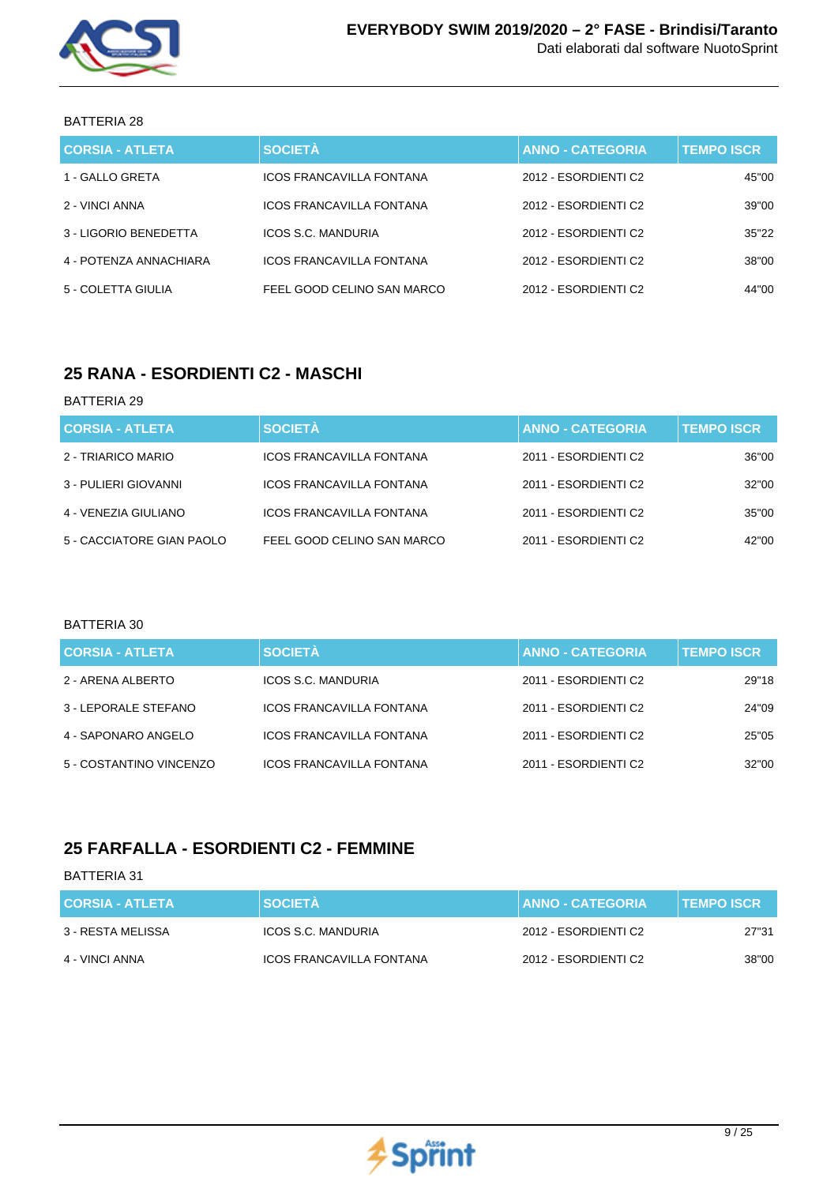BATTERIA 28

| CORSIA - ATLETA | SOCIETÀ | ANNO - CATEGORIA | TEMPO ISCR |
|---|---|---|---|
| 1 - GALLO GRETA | ICOS FRANCAVILLA FONTANA | 2012 - ESORDIENTI C2 | 45"00 |
| 2 - VINCI ANNA | ICOS FRANCAVILLA FONTANA | 2012 - ESORDIENTI C2 | 39"00 |
| 3 - LIGORIO BENEDETTA | ICOS S.C. MANDURIA | 2012 - ESORDIENTI C2 | 35"22 |
| 4 - POTENZA ANNACHIARA | ICOS FRANCAVILLA FONTANA | 2012 - ESORDIENTI C2 | 38"00 |
| 5 - COLETTA GIULIA | FEEL GOOD CELINO SAN MARCO | 2012 - ESORDIENTI C2 | 44"00 |

## 25 RANA - ESORDIENTI C2 - MASCHI

BATTERIA 29

| CORSIA - ATLETA | SOCIETÀ | ANNO - CATEGORIA | TEMPO ISCR |
|---|---|---|---|
| 2 - TRIARICO MARIO | ICOS FRANCAVILLA FONTANA | 2011 - ESORDIENTI C2 | 36"00 |
| 3 - PULIERI GIOVANNI | ICOS FRANCAVILLA FONTANA | 2011 - ESORDIENTI C2 | 32"00 |
| 4 - VENEZIA GIULIANO | ICOS FRANCAVILLA FONTANA | 2011 - ESORDIENTI C2 | 35"00 |
| 5 - CACCIATORE GIAN PAOLO | FEEL GOOD CELINO SAN MARCO | 2011 - ESORDIENTI C2 | 42"00 |

BATTERIA 30

| CORSIA - ATLETA | SOCIETÀ | ANNO - CATEGORIA | TEMPO ISCR |
|---|---|---|---|
| 2 - ARENA ALBERTO | ICOS S.C. MANDURIA | 2011 - ESORDIENTI C2 | 29"18 |
| 3 - LEPORALE STEFANO | ICOS FRANCAVILLA FONTANA | 2011 - ESORDIENTI C2 | 24"09 |
| 4 - SAPONARO ANGELO | ICOS FRANCAVILLA FONTANA | 2011 - ESORDIENTI C2 | 25"05 |
| 5 - COSTANTINO VINCENZO | ICOS FRANCAVILLA FONTANA | 2011 - ESORDIENTI C2 | 32"00 |

## 25 FARFALLA - ESORDIENTI C2 - FEMMINE

BATTERIA 31

| CORSIA - ATLETA | SOCIETÀ | ANNO - CATEGORIA | TEMPO ISCR |
|---|---|---|---|
| 3 - RESTA MELISSA | ICOS S.C. MANDURIA | 2012 - ESORDIENTI C2 | 27"31 |
| 4 - VINCI ANNA | ICOS FRANCAVILLA FONTANA | 2012 - ESORDIENTI C2 | 38"00 |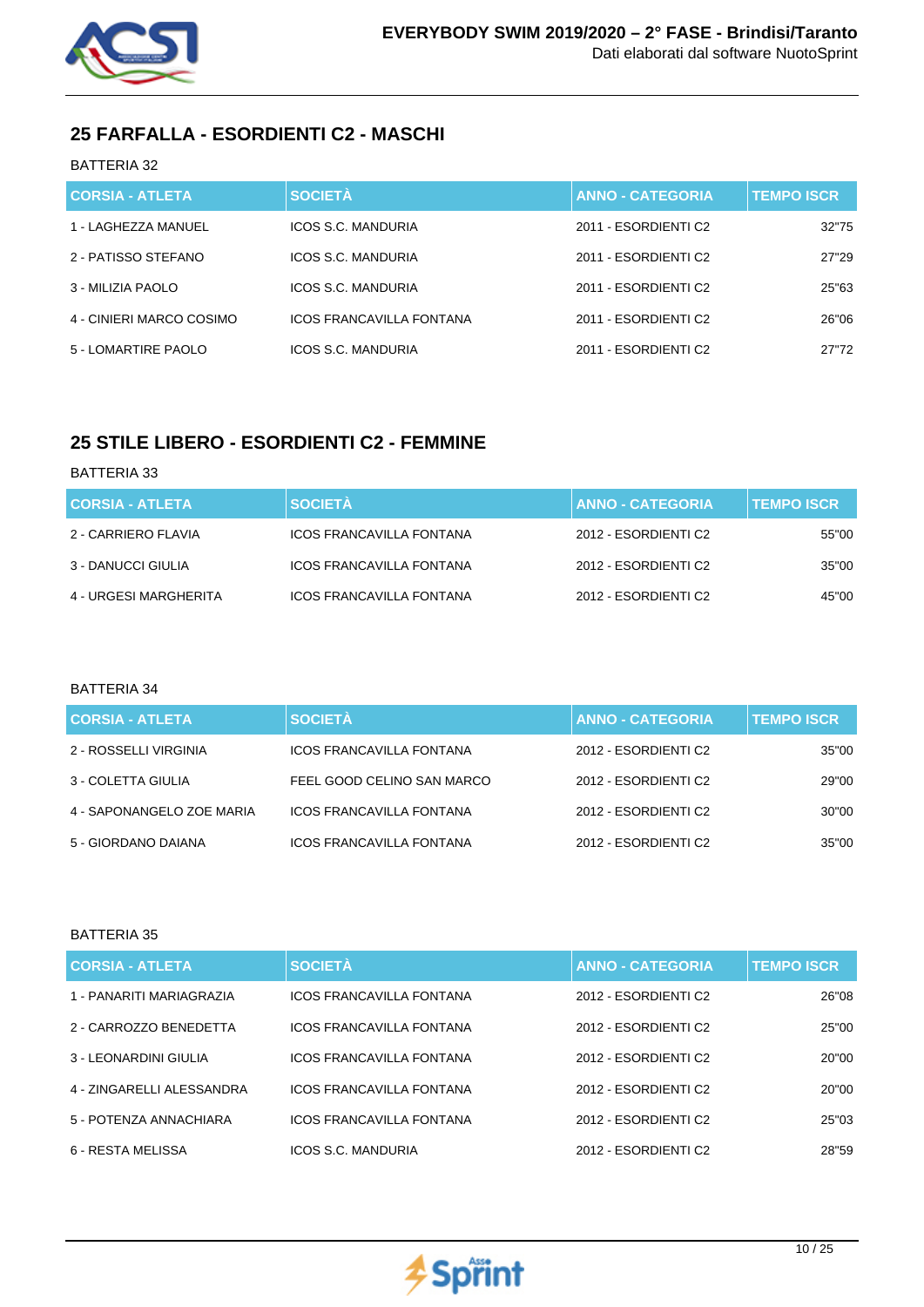## 25 FARFALLA - ESORDIENTI C2 - MASCHI

BATTERIA 32

| CORSIA - ATLETA | SOCIETÀ | ANNO - CATEGORIA | TEMPO ISCR |
|---|---|---|---|
| 1 - LAGHEZZA MANUEL | ICOS S.C. MANDURIA | 2011 - ESORDIENTI C2 | 32"75 |
| 2 - PATISSO STEFANO | ICOS S.C. MANDURIA | 2011 - ESORDIENTI C2 | 27"29 |
| 3 - MILIZIA PAOLO | ICOS S.C. MANDURIA | 2011 - ESORDIENTI C2 | 25"63 |
| 4 - CINIERI MARCO COSIMO | ICOS FRANCAVILLA FONTANA | 2011 - ESORDIENTI C2 | 26"06 |
| 5 - LOMARTIRE PAOLO | ICOS S.C. MANDURIA | 2011 - ESORDIENTI C2 | 27"72 |

## 25 STILE LIBERO - ESORDIENTI C2 - FEMMINE

BATTERIA 33

| CORSIA - ATLETA | SOCIETÀ | ANNO - CATEGORIA | TEMPO ISCR |
|---|---|---|---|
| 2 - CARRIERO FLAVIA | ICOS FRANCAVILLA FONTANA | 2012 - ESORDIENTI C2 | 55"00 |
| 3 - DANUCCI GIULIA | ICOS FRANCAVILLA FONTANA | 2012 - ESORDIENTI C2 | 35"00 |
| 4 - URGESI MARGHERITA | ICOS FRANCAVILLA FONTANA | 2012 - ESORDIENTI C2 | 45"00 |

BATTERIA 34

| CORSIA - ATLETA | SOCIETÀ | ANNO - CATEGORIA | TEMPO ISCR |
|---|---|---|---|
| 2 - ROSSELLI VIRGINIA | ICOS FRANCAVILLA FONTANA | 2012 - ESORDIENTI C2 | 35"00 |
| 3 - COLETTA GIULIA | FEEL GOOD CELINO SAN MARCO | 2012 - ESORDIENTI C2 | 29"00 |
| 4 - SAPONANGELO ZOE MARIA | ICOS FRANCAVILLA FONTANA | 2012 - ESORDIENTI C2 | 30"00 |
| 5 - GIORDANO DAIANA | ICOS FRANCAVILLA FONTANA | 2012 - ESORDIENTI C2 | 35"00 |

BATTERIA 35

| CORSIA - ATLETA | SOCIETÀ | ANNO - CATEGORIA | TEMPO ISCR |
|---|---|---|---|
| 1 - PANARITI MARIAGRAZIA | ICOS FRANCAVILLA FONTANA | 2012 - ESORDIENTI C2 | 26"08 |
| 2 - CARROZZO BENEDETTA | ICOS FRANCAVILLA FONTANA | 2012 - ESORDIENTI C2 | 25"00 |
| 3 - LEONARDINI GIULIA | ICOS FRANCAVILLA FONTANA | 2012 - ESORDIENTI C2 | 20"00 |
| 4 - ZINGARELLI ALESSANDRA | ICOS FRANCAVILLA FONTANA | 2012 - ESORDIENTI C2 | 20"00 |
| 5 - POTENZA ANNACHIARA | ICOS FRANCAVILLA FONTANA | 2012 - ESORDIENTI C2 | 25"03 |
| 6 - RESTA MELISSA | ICOS S.C. MANDURIA | 2012 - ESORDIENTI C2 | 28"59 |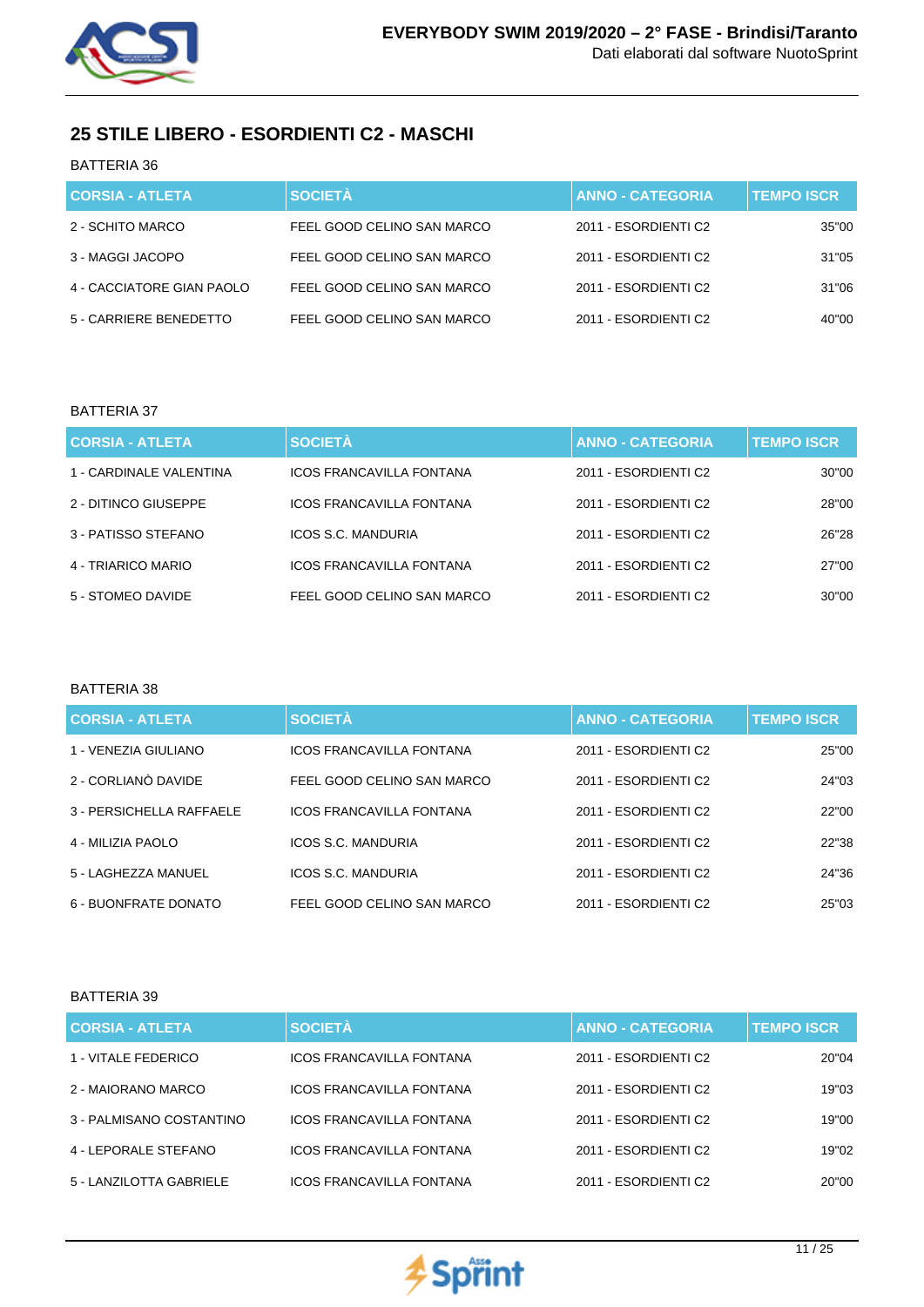## 25 STILE LIBERO - ESORDIENTI C2 - MASCHI

BATTERIA 36

| CORSIA - ATLETA | SOCIETÀ | ANNO - CATEGORIA | TEMPO ISCR |
|---|---|---|---|
| 2 - SCHITO MARCO | FEEL GOOD CELINO SAN MARCO | 2011 - ESORDIENTI C2 | 35"00 |
| 3 - MAGGI JACOPO | FEEL GOOD CELINO SAN MARCO | 2011 - ESORDIENTI C2 | 31"05 |
| 4 - CACCIATORE GIAN PAOLO | FEEL GOOD CELINO SAN MARCO | 2011 - ESORDIENTI C2 | 31"06 |
| 5 - CARRIERE BENEDETTO | FEEL GOOD CELINO SAN MARCO | 2011 - ESORDIENTI C2 | 40"00 |

BATTERIA 37

| CORSIA - ATLETA | SOCIETÀ | ANNO - CATEGORIA | TEMPO ISCR |
|---|---|---|---|
| 1 - CARDINALE VALENTINA | ICOS FRANCAVILLA FONTANA | 2011 - ESORDIENTI C2 | 30"00 |
| 2 - DITINCO GIUSEPPE | ICOS FRANCAVILLA FONTANA | 2011 - ESORDIENTI C2 | 28"00 |
| 3 - PATISSO STEFANO | ICOS S.C. MANDURIA | 2011 - ESORDIENTI C2 | 26"28 |
| 4 - TRIARICO MARIO | ICOS FRANCAVILLA FONTANA | 2011 - ESORDIENTI C2 | 27"00 |
| 5 - STOMEO DAVIDE | FEEL GOOD CELINO SAN MARCO | 2011 - ESORDIENTI C2 | 30"00 |

BATTERIA 38

| CORSIA - ATLETA | SOCIETÀ | ANNO - CATEGORIA | TEMPO ISCR |
|---|---|---|---|
| 1 - VENEZIA GIULIANO | ICOS FRANCAVILLA FONTANA | 2011 - ESORDIENTI C2 | 25"00 |
| 2 - CORLIANÒ DAVIDE | FEEL GOOD CELINO SAN MARCO | 2011 - ESORDIENTI C2 | 24"03 |
| 3 - PERSICHELLA RAFFAELE | ICOS FRANCAVILLA FONTANA | 2011 - ESORDIENTI C2 | 22"00 |
| 4 - MILIZIA PAOLO | ICOS S.C. MANDURIA | 2011 - ESORDIENTI C2 | 22"38 |
| 5 - LAGHEZZA MANUEL | ICOS S.C. MANDURIA | 2011 - ESORDIENTI C2 | 24"36 |
| 6 - BUONFRATE DONATO | FEEL GOOD CELINO SAN MARCO | 2011 - ESORDIENTI C2 | 25"03 |

BATTERIA 39

| CORSIA - ATLETA | SOCIETÀ | ANNO - CATEGORIA | TEMPO ISCR |
|---|---|---|---|
| 1 - VITALE FEDERICO | ICOS FRANCAVILLA FONTANA | 2011 - ESORDIENTI C2 | 20"04 |
| 2 - MAIORANO MARCO | ICOS FRANCAVILLA FONTANA | 2011 - ESORDIENTI C2 | 19"03 |
| 3 - PALMISANO COSTANTINO | ICOS FRANCAVILLA FONTANA | 2011 - ESORDIENTI C2 | 19"00 |
| 4 - LEPORALE STEFANO | ICOS FRANCAVILLA FONTANA | 2011 - ESORDIENTI C2 | 19"02 |
| 5 - LANZILOTTA GABRIELE | ICOS FRANCAVILLA FONTANA | 2011 - ESORDIENTI C2 | 20"00 |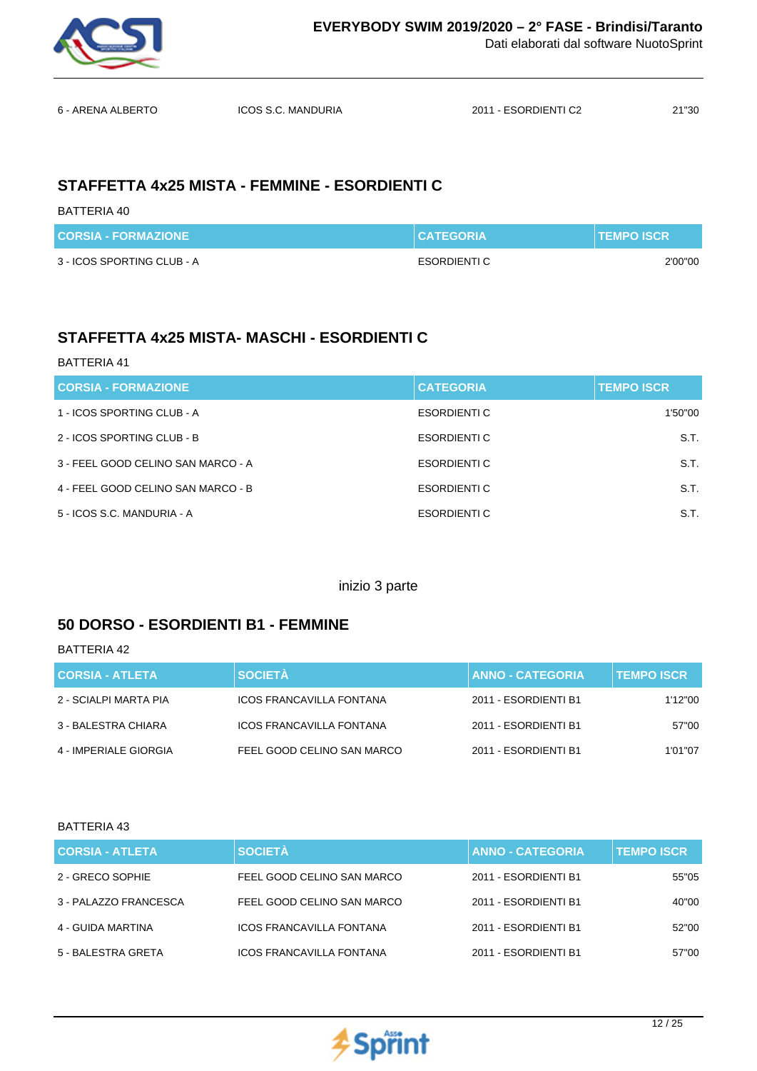| 6 - ARENA ALBERTO | ICOS S.C. MANDURIA | 2011 - ESORDIENTI C2 | 21"30 |
|---|---|---|---|

## STAFFETTA 4x25 MISTA - FEMMINE - ESORDIENTI C

BATTERIA 40

| CORSIA - FORMAZIONE | CATEGORIA | TEMPO ISCR |
|---|---|---|
| 3 - ICOS SPORTING CLUB - A | ESORDIENTI C | 2'00"00 |

## STAFFETTA 4x25 MISTA- MASCHI - ESORDIENTI C

BATTERIA 41

| CORSIA - FORMAZIONE | CATEGORIA | TEMPO ISCR |
|---|---|---|
| 1 - ICOS SPORTING CLUB - A | ESORDIENTI C | 1'50"00 |
| 2 - ICOS SPORTING CLUB - B | ESORDIENTI C | S.T. |
| 3 - FEEL GOOD CELINO SAN MARCO - A | ESORDIENTI C | S.T. |
| 4 - FEEL GOOD CELINO SAN MARCO - B | ESORDIENTI C | S.T. |
| 5 - ICOS S.C. MANDURIA - A | ESORDIENTI C | S.T. |

inizio 3 parte

## 50 DORSO - ESORDIENTI B1 - FEMMINE

BATTERIA 42

| CORSIA - ATLETA | SOCIETÀ | ANNO - CATEGORIA | TEMPO ISCR |
|---|---|---|---|
| 2 - SCIALPI MARTA PIA | ICOS FRANCAVILLA FONTANA | 2011 - ESORDIENTI B1 | 1'12"00 |
| 3 - BALESTRA CHIARA | ICOS FRANCAVILLA FONTANA | 2011 - ESORDIENTI B1 | 57"00 |
| 4 - IMPERIALE GIORGIA | FEEL GOOD CELINO SAN MARCO | 2011 - ESORDIENTI B1 | 1'01"07 |

BATTERIA 43

| CORSIA - ATLETA | SOCIETÀ | ANNO - CATEGORIA | TEMPO ISCR |
|---|---|---|---|
| 2 - GRECO SOPHIE | FEEL GOOD CELINO SAN MARCO | 2011 - ESORDIENTI B1 | 55"05 |
| 3 - PALAZZO FRANCESCA | FEEL GOOD CELINO SAN MARCO | 2011 - ESORDIENTI B1 | 40"00 |
| 4 - GUIDA MARTINA | ICOS FRANCAVILLA FONTANA | 2011 - ESORDIENTI B1 | 52"00 |
| 5 - BALESTRA GRETA | ICOS FRANCAVILLA FONTANA | 2011 - ESORDIENTI B1 | 57"00 |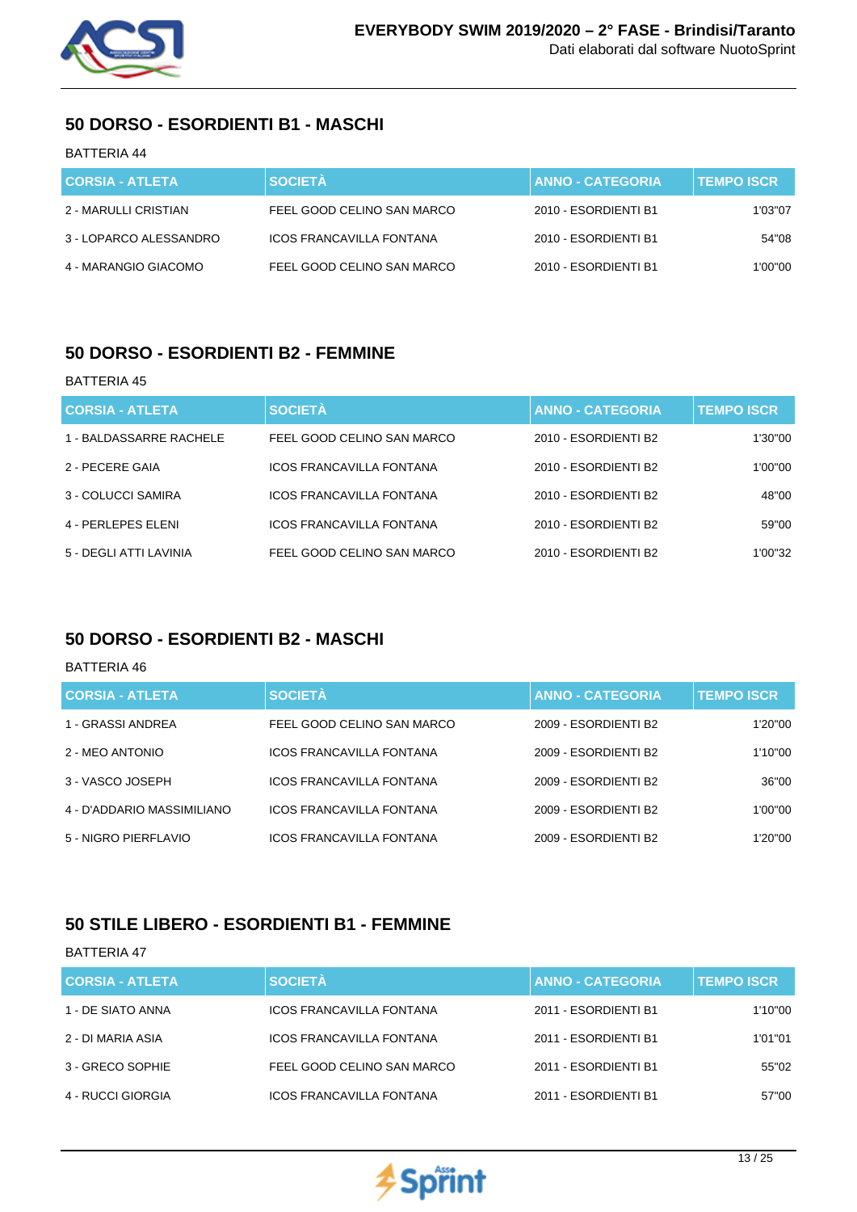## 50 DORSO - ESORDIENTI B1 - MASCHI

BATTERIA 44

| CORSIA - ATLETA | SOCIETÀ | ANNO - CATEGORIA | TEMPO ISCR |
|---|---|---|---|
| 2 - MARULLI CRISTIAN | FEEL GOOD CELINO SAN MARCO | 2010 - ESORDIENTI B1 | 1'03"07 |
| 3 - LOPARCO ALESSANDRO | ICOS FRANCAVILLA FONTANA | 2010 - ESORDIENTI B1 | 54"08 |
| 4 - MARANGIO GIACOMO | FEEL GOOD CELINO SAN MARCO | 2010 - ESORDIENTI B1 | 1'00"00 |

## 50 DORSO - ESORDIENTI B2 - FEMMINE

BATTERIA 45

| CORSIA - ATLETA | SOCIETÀ | ANNO - CATEGORIA | TEMPO ISCR |
|---|---|---|---|
| 1 - BALDASSARRE RACHELE | FEEL GOOD CELINO SAN MARCO | 2010 - ESORDIENTI B2 | 1'30"00 |
| 2 - PECERE GAIA | ICOS FRANCAVILLA FONTANA | 2010 - ESORDIENTI B2 | 1'00"00 |
| 3 - COLUCCI SAMIRA | ICOS FRANCAVILLA FONTANA | 2010 - ESORDIENTI B2 | 48"00 |
| 4 - PERLEPES ELENI | ICOS FRANCAVILLA FONTANA | 2010 - ESORDIENTI B2 | 59"00 |
| 5 - DEGLI ATTI LAVINIA | FEEL GOOD CELINO SAN MARCO | 2010 - ESORDIENTI B2 | 1'00"32 |

## 50 DORSO - ESORDIENTI B2 - MASCHI

BATTERIA 46

| CORSIA - ATLETA | SOCIETÀ | ANNO - CATEGORIA | TEMPO ISCR |
|---|---|---|---|
| 1 - GRASSI ANDREA | FEEL GOOD CELINO SAN MARCO | 2009 - ESORDIENTI B2 | 1'20"00 |
| 2 - MEO ANTONIO | ICOS FRANCAVILLA FONTANA | 2009 - ESORDIENTI B2 | 1'10"00 |
| 3 - VASCO JOSEPH | ICOS FRANCAVILLA FONTANA | 2009 - ESORDIENTI B2 | 36"00 |
| 4 - D'ADDARIO MASSIMILIANO | ICOS FRANCAVILLA FONTANA | 2009 - ESORDIENTI B2 | 1'00"00 |
| 5 - NIGRO PIERFLAVIO | ICOS FRANCAVILLA FONTANA | 2009 - ESORDIENTI B2 | 1'20"00 |

## 50 STILE LIBERO - ESORDIENTI B1 - FEMMINE

BATTERIA 47

| CORSIA - ATLETA | SOCIETÀ | ANNO - CATEGORIA | TEMPO ISCR |
|---|---|---|---|
| 1 - DE SIATO ANNA | ICOS FRANCAVILLA FONTANA | 2011 - ESORDIENTI B1 | 1'10"00 |
| 2 - DI MARIA ASIA | ICOS FRANCAVILLA FONTANA | 2011 - ESORDIENTI B1 | 1'01"01 |
| 3 - GRECO SOPHIE | FEEL GOOD CELINO SAN MARCO | 2011 - ESORDIENTI B1 | 55"02 |
| 4 - RUCCI GIORGIA | ICOS FRANCAVILLA FONTANA | 2011 - ESORDIENTI B1 | 57"00 |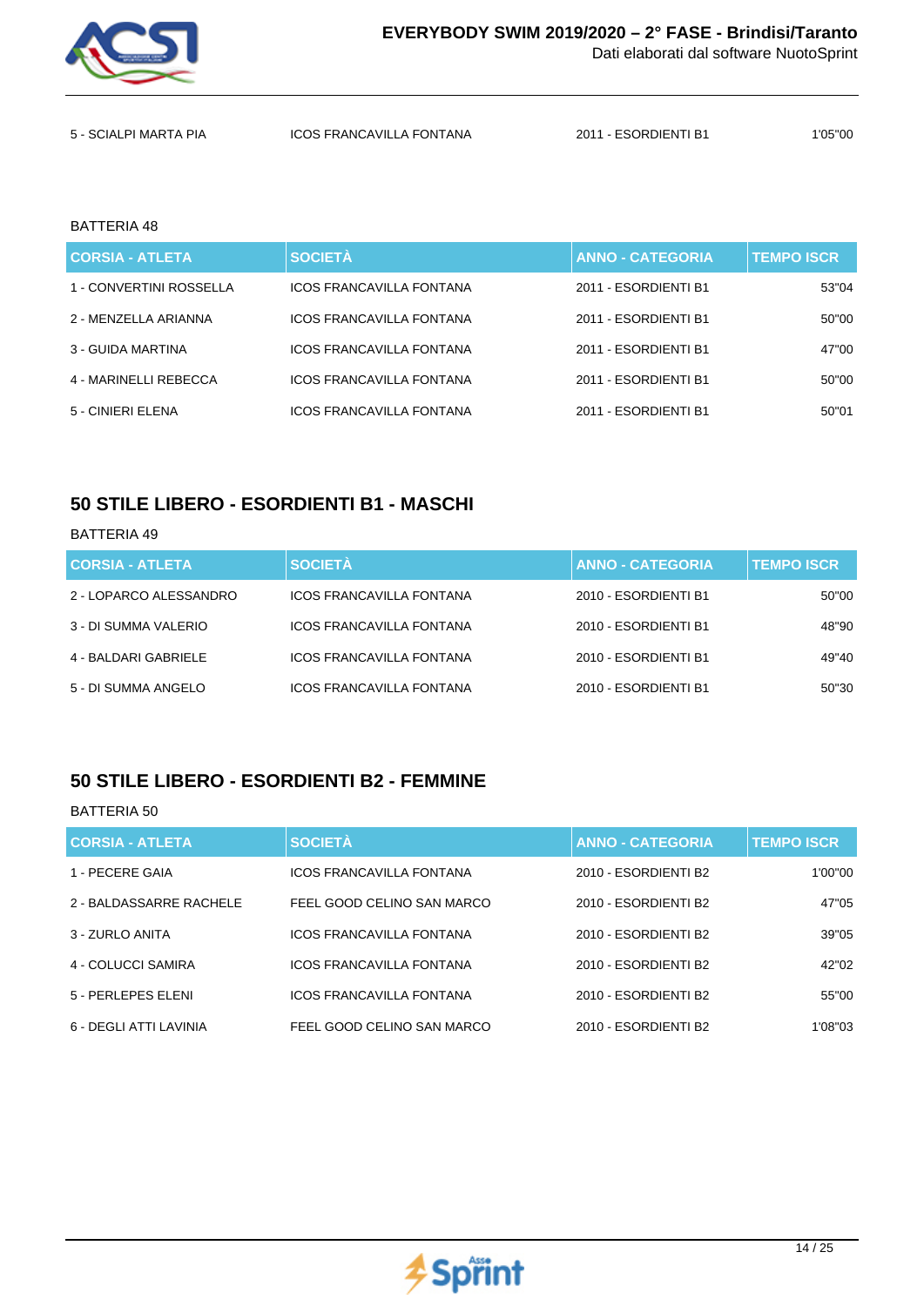| | | | |
|---|---|---|---|
| 5 - SCIALPI MARTA PIA | ICOS FRANCAVILLA FONTANA | 2011 - ESORDIENTI B1 | 1'05"00 |

BATTERIA 48

| CORSIA - ATLETA | SOCIETÀ | ANNO - CATEGORIA | TEMPO ISCR |
|---|---|---|---|
| 1 - CONVERTINI ROSSELLA | ICOS FRANCAVILLA FONTANA | 2011 - ESORDIENTI B1 | 53"04 |
| 2 - MENZELLA ARIANNA | ICOS FRANCAVILLA FONTANA | 2011 - ESORDIENTI B1 | 50"00 |
| 3 - GUIDA MARTINA | ICOS FRANCAVILLA FONTANA | 2011 - ESORDIENTI B1 | 47"00 |
| 4 - MARINELLI REBECCA | ICOS FRANCAVILLA FONTANA | 2011 - ESORDIENTI B1 | 50"00 |
| 5 - CINIERI ELENA | ICOS FRANCAVILLA FONTANA | 2011 - ESORDIENTI B1 | 50"01 |

## 50 STILE LIBERO - ESORDIENTI B1 - MASCHI

BATTERIA 49

| CORSIA - ATLETA | SOCIETÀ | ANNO - CATEGORIA | TEMPO ISCR |
|---|---|---|---|
| 2 - LOPARCO ALESSANDRO | ICOS FRANCAVILLA FONTANA | 2010 - ESORDIENTI B1 | 50"00 |
| 3 - DI SUMMA VALERIO | ICOS FRANCAVILLA FONTANA | 2010 - ESORDIENTI B1 | 48"90 |
| 4 - BALDARI GABRIELE | ICOS FRANCAVILLA FONTANA | 2010 - ESORDIENTI B1 | 49"40 |
| 5 - DI SUMMA ANGELO | ICOS FRANCAVILLA FONTANA | 2010 - ESORDIENTI B1 | 50"30 |

## 50 STILE LIBERO - ESORDIENTI B2 - FEMMINE

BATTERIA 50

| CORSIA - ATLETA | SOCIETÀ | ANNO - CATEGORIA | TEMPO ISCR |
|---|---|---|---|
| 1 - PECERE GAIA | ICOS FRANCAVILLA FONTANA | 2010 - ESORDIENTI B2 | 1'00"00 |
| 2 - BALDASSARRE RACHELE | FEEL GOOD CELINO SAN MARCO | 2010 - ESORDIENTI B2 | 47"05 |
| 3 - ZURLO ANITA | ICOS FRANCAVILLA FONTANA | 2010 - ESORDIENTI B2 | 39"05 |
| 4 - COLUCCI SAMIRA | ICOS FRANCAVILLA FONTANA | 2010 - ESORDIENTI B2 | 42"02 |
| 5 - PERLEPES ELENI | ICOS FRANCAVILLA FONTANA | 2010 - ESORDIENTI B2 | 55"00 |
| 6 - DEGLI ATTI LAVINIA | FEEL GOOD CELINO SAN MARCO | 2010 - ESORDIENTI B2 | 1'08"03 |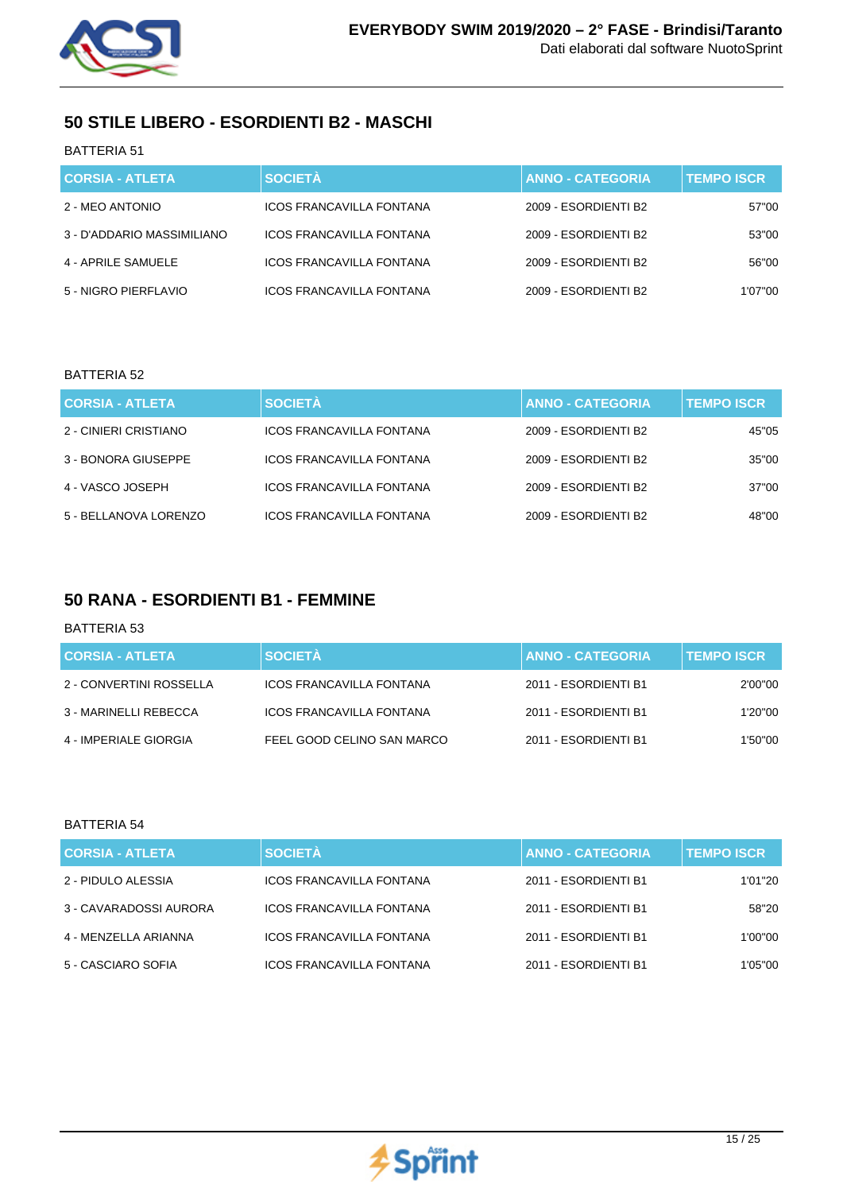## 50 STILE LIBERO - ESORDIENTI B2 - MASCHI

BATTERIA 51

| CORSIA - ATLETA | SOCIETÀ | ANNO - CATEGORIA | TEMPO ISCR |
|---|---|---|---|
| 2 - MEO ANTONIO | ICOS FRANCAVILLA FONTANA | 2009 - ESORDIENTI B2 | 57"00 |
| 3 - D'ADDARIO MASSIMILIANO | ICOS FRANCAVILLA FONTANA | 2009 - ESORDIENTI B2 | 53"00 |
| 4 - APRILE SAMUELE | ICOS FRANCAVILLA FONTANA | 2009 - ESORDIENTI B2 | 56"00 |
| 5 - NIGRO PIERFLAVIO | ICOS FRANCAVILLA FONTANA | 2009 - ESORDIENTI B2 | 1'07"00 |

BATTERIA 52

| CORSIA - ATLETA | SOCIETÀ | ANNO - CATEGORIA | TEMPO ISCR |
|---|---|---|---|
| 2 - CINIERI CRISTIANO | ICOS FRANCAVILLA FONTANA | 2009 - ESORDIENTI B2 | 45"05 |
| 3 - BONORA GIUSEPPE | ICOS FRANCAVILLA FONTANA | 2009 - ESORDIENTI B2 | 35"00 |
| 4 - VASCO JOSEPH | ICOS FRANCAVILLA FONTANA | 2009 - ESORDIENTI B2 | 37"00 |
| 5 - BELLANOVA LORENZO | ICOS FRANCAVILLA FONTANA | 2009 - ESORDIENTI B2 | 48"00 |

## 50 RANA - ESORDIENTI B1 - FEMMINE

BATTERIA 53

| CORSIA - ATLETA | SOCIETÀ | ANNO - CATEGORIA | TEMPO ISCR |
|---|---|---|---|
| 2 - CONVERTINI ROSSELLA | ICOS FRANCAVILLA FONTANA | 2011 - ESORDIENTI B1 | 2'00"00 |
| 3 - MARINELLI REBECCA | ICOS FRANCAVILLA FONTANA | 2011 - ESORDIENTI B1 | 1'20"00 |
| 4 - IMPERIALE GIORGIA | FEEL GOOD CELINO SAN MARCO | 2011 - ESORDIENTI B1 | 1'50"00 |

BATTERIA 54

| CORSIA - ATLETA | SOCIETÀ | ANNO - CATEGORIA | TEMPO ISCR |
|---|---|---|---|
| 2 - PIDULO ALESSIA | ICOS FRANCAVILLA FONTANA | 2011 - ESORDIENTI B1 | 1'01"20 |
| 3 - CAVARADOSSI AURORA | ICOS FRANCAVILLA FONTANA | 2011 - ESORDIENTI B1 | 58"20 |
| 4 - MENZELLA ARIANNA | ICOS FRANCAVILLA FONTANA | 2011 - ESORDIENTI B1 | 1'00"00 |
| 5 - CASCIARO SOFIA | ICOS FRANCAVILLA FONTANA | 2011 - ESORDIENTI B1 | 1'05"00 |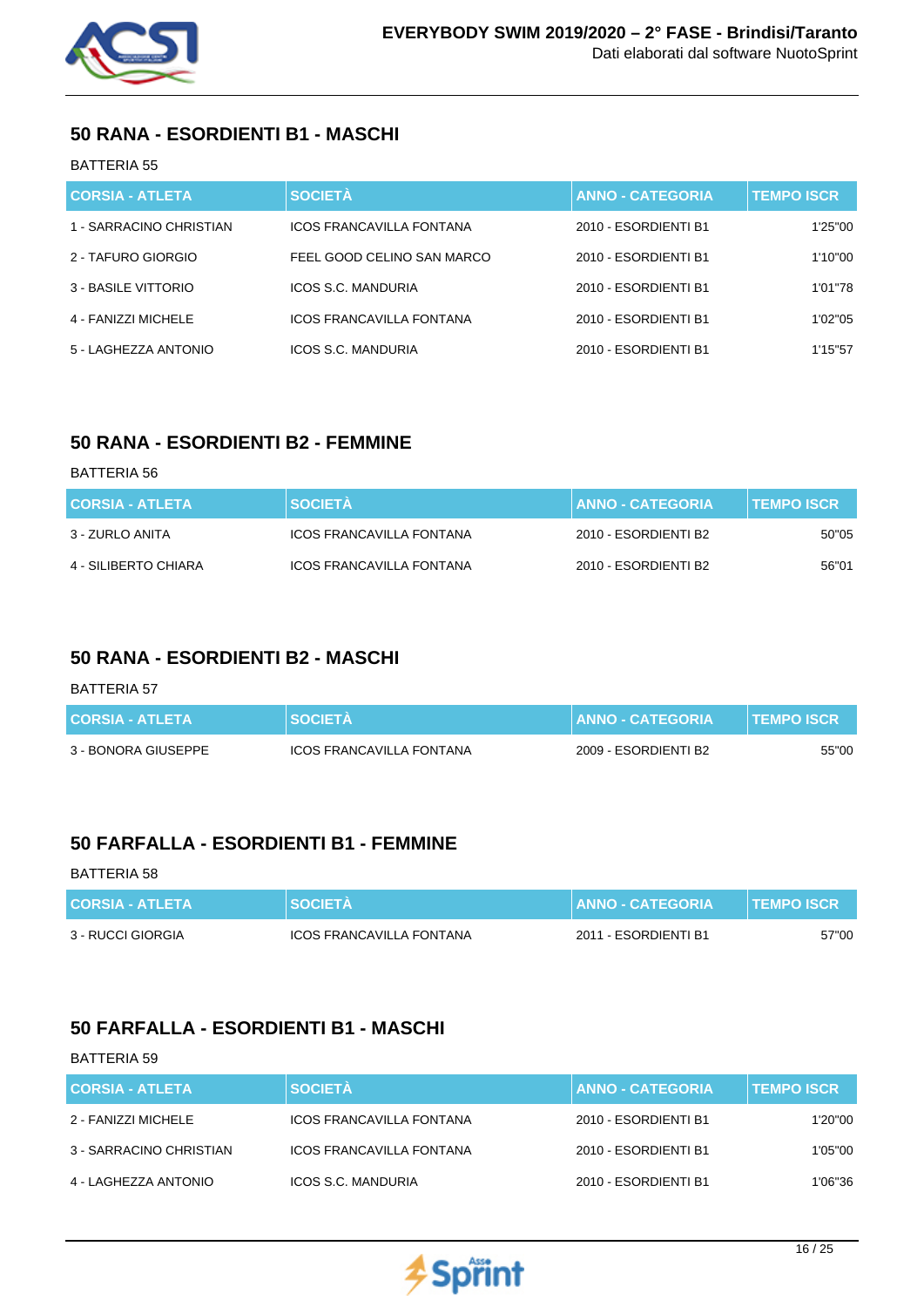## 50 RANA - ESORDIENTI B1 - MASCHI

BATTERIA 55

| CORSIA - ATLETA | SOCIETÀ | ANNO - CATEGORIA | TEMPO ISCR |
|---|---|---|---|
| 1 - SARRACINO CHRISTIAN | ICOS FRANCAVILLA FONTANA | 2010 - ESORDIENTI B1 | 1'25"00 |
| 2 - TAFURO GIORGIO | FEEL GOOD CELINO SAN MARCO | 2010 - ESORDIENTI B1 | 1'10"00 |
| 3 - BASILE VITTORIO | ICOS S.C. MANDURIA | 2010 - ESORDIENTI B1 | 1'01"78 |
| 4 - FANIZZI MICHELE | ICOS FRANCAVILLA FONTANA | 2010 - ESORDIENTI B1 | 1'02"05 |
| 5 - LAGHEZZA ANTONIO | ICOS S.C. MANDURIA | 2010 - ESORDIENTI B1 | 1'15"57 |

## 50 RANA - ESORDIENTI B2 - FEMMINE

BATTERIA 56

| CORSIA - ATLETA | SOCIETÀ | ANNO - CATEGORIA | TEMPO ISCR |
|---|---|---|---|
| 3 - ZURLO ANITA | ICOS FRANCAVILLA FONTANA | 2010 - ESORDIENTI B2 | 50"05 |
| 4 - SILIBERTO CHIARA | ICOS FRANCAVILLA FONTANA | 2010 - ESORDIENTI B2 | 56"01 |

## 50 RANA - ESORDIENTI B2 - MASCHI

BATTERIA 57

| CORSIA - ATLETA | SOCIETÀ | ANNO - CATEGORIA | TEMPO ISCR |
|---|---|---|---|
| 3 - BONORA GIUSEPPE | ICOS FRANCAVILLA FONTANA | 2009 - ESORDIENTI B2 | 55"00 |

## 50 FARFALLA - ESORDIENTI B1 - FEMMINE

BATTERIA 58

| CORSIA - ATLETA | SOCIETÀ | ANNO - CATEGORIA | TEMPO ISCR |
|---|---|---|---|
| 3 - RUCCI GIORGIA | ICOS FRANCAVILLA FONTANA | 2011 - ESORDIENTI B1 | 57"00 |

## 50 FARFALLA - ESORDIENTI B1 - MASCHI

BATTERIA 59

| CORSIA - ATLETA | SOCIETÀ | ANNO - CATEGORIA | TEMPO ISCR |
|---|---|---|---|
| 2 - FANIZZI MICHELE | ICOS FRANCAVILLA FONTANA | 2010 - ESORDIENTI B1 | 1'20"00 |
| 3 - SARRACINO CHRISTIAN | ICOS FRANCAVILLA FONTANA | 2010 - ESORDIENTI B1 | 1'05"00 |
| 4 - LAGHEZZA ANTONIO | ICOS S.C. MANDURIA | 2010 - ESORDIENTI B1 | 1'06"36 |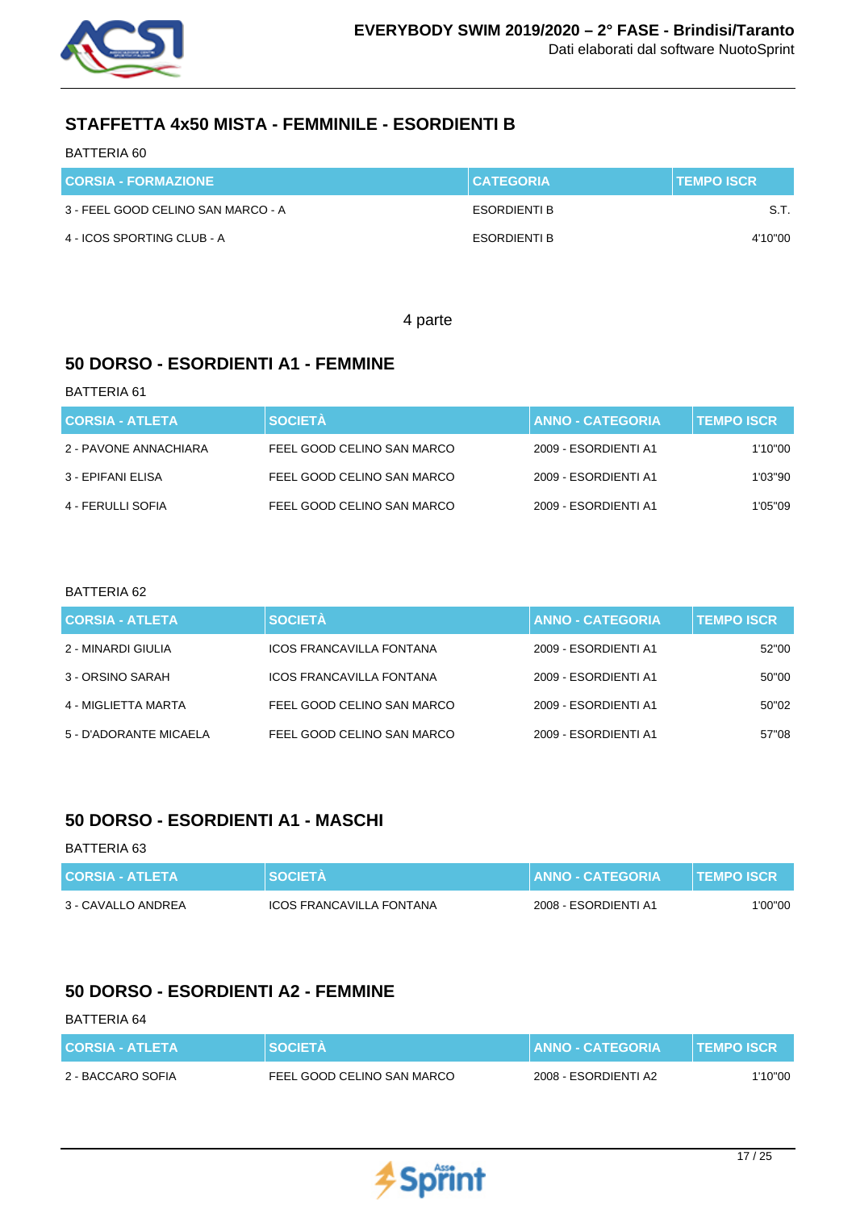## STAFFETTA 4x50 MISTA - FEMMINILE - ESORDIENTI B

BATTERIA 60

| CORSIA - FORMAZIONE | CATEGORIA | TEMPO ISCR |
|---|---|---|
| 3 - FEEL GOOD CELINO SAN MARCO - A | ESORDIENTI B | S.T. |
| 4 - ICOS SPORTING CLUB - A | ESORDIENTI B | 4'10"00 |

4 parte

## 50 DORSO - ESORDIENTI A1 - FEMMINE

BATTERIA 61

| CORSIA - ATLETA | SOCIETÀ | ANNO - CATEGORIA | TEMPO ISCR |
|---|---|---|---|
| 2 - PAVONE ANNACHIARA | FEEL GOOD CELINO SAN MARCO | 2009 - ESORDIENTI A1 | 1'10"00 |
| 3 - EPIFANI ELISA | FEEL GOOD CELINO SAN MARCO | 2009 - ESORDIENTI A1 | 1'03"90 |
| 4 - FERULLI SOFIA | FEEL GOOD CELINO SAN MARCO | 2009 - ESORDIENTI A1 | 1'05"09 |

BATTERIA 62

| CORSIA - ATLETA | SOCIETÀ | ANNO - CATEGORIA | TEMPO ISCR |
|---|---|---|---|
| 2 - MINARDI GIULIA | ICOS FRANCAVILLA FONTANA | 2009 - ESORDIENTI A1 | 52"00 |
| 3 - ORSINO SARAH | ICOS FRANCAVILLA FONTANA | 2009 - ESORDIENTI A1 | 50"00 |
| 4 - MIGLIETTA MARTA | FEEL GOOD CELINO SAN MARCO | 2009 - ESORDIENTI A1 | 50"02 |
| 5 - D'ADORANTE MICAELA | FEEL GOOD CELINO SAN MARCO | 2009 - ESORDIENTI A1 | 57"08 |

## 50 DORSO - ESORDIENTI A1 - MASCHI

BATTERIA 63

| CORSIA - ATLETA | SOCIETÀ | ANNO - CATEGORIA | TEMPO ISCR |
|---|---|---|---|
| 3 - CAVALLO ANDREA | ICOS FRANCAVILLA FONTANA | 2008 - ESORDIENTI A1 | 1'00"00 |

## 50 DORSO - ESORDIENTI A2 - FEMMINE

BATTERIA 64

| CORSIA - ATLETA | SOCIETÀ | ANNO - CATEGORIA | TEMPO ISCR |
|---|---|---|---|
| 2 - BACCARO SOFIA | FEEL GOOD CELINO SAN MARCO | 2008 - ESORDIENTI A2 | 1'10"00 |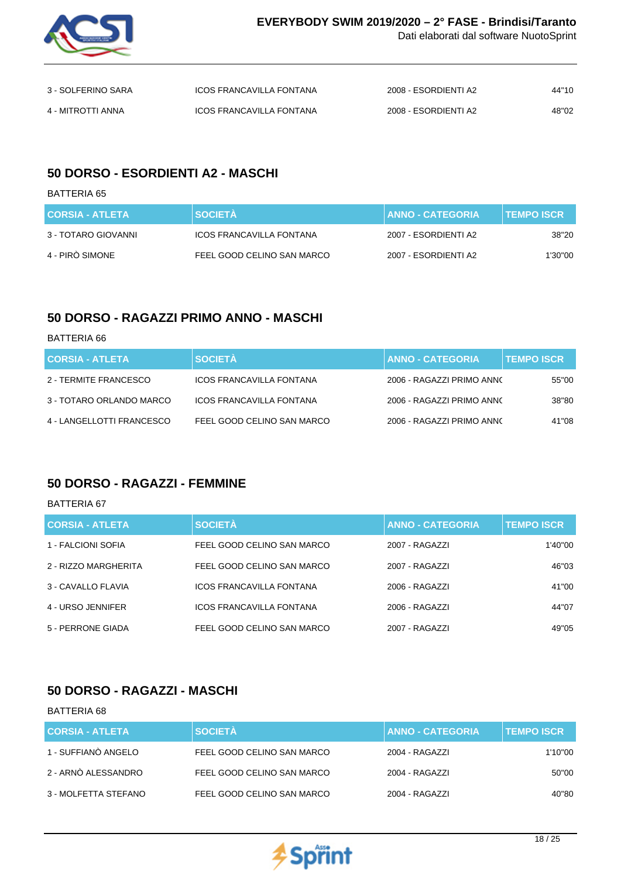| | | | |
|---|---|---|---|
| 3 - SOLFERINO SARA | ICOS FRANCAVILLA FONTANA | 2008 - ESORDIENTI A2 | 44"10 |
| 4 - MITROTTI ANNA | ICOS FRANCAVILLA FONTANA | 2008 - ESORDIENTI A2 | 48"02 |

## 50 DORSO - ESORDIENTI A2 - MASCHI

BATTERIA 65

| CORSIA - ATLETA | SOCIETÀ | ANNO - CATEGORIA | TEMPO ISCR |
|---|---|---|---|
| 3 - TOTARO GIOVANNI | ICOS FRANCAVILLA FONTANA | 2007 - ESORDIENTI A2 | 38"20 |
| 4 - PIRÒ SIMONE | FEEL GOOD CELINO SAN MARCO | 2007 - ESORDIENTI A2 | 1'30"00 |

## 50 DORSO - RAGAZZI PRIMO ANNO - MASCHI

BATTERIA 66

| CORSIA - ATLETA | SOCIETÀ | ANNO - CATEGORIA | TEMPO ISCR |
|---|---|---|---|
| 2 - TERMITE FRANCESCO | ICOS FRANCAVILLA FONTANA | 2006 - RAGAZZI PRIMO ANNO | 55"00 |
| 3 - TOTARO ORLANDO MARCO | ICOS FRANCAVILLA FONTANA | 2006 - RAGAZZI PRIMO ANNO | 38"80 |
| 4 - LANGELLOTTI FRANCESCO | FEEL GOOD CELINO SAN MARCO | 2006 - RAGAZZI PRIMO ANNO | 41"08 |

## 50 DORSO - RAGAZZI - FEMMINE

BATTERIA 67

| CORSIA - ATLETA | SOCIETÀ | ANNO - CATEGORIA | TEMPO ISCR |
|---|---|---|---|
| 1 - FALCIONI SOFIA | FEEL GOOD CELINO SAN MARCO | 2007 - RAGAZZI | 1'40"00 |
| 2 - RIZZO MARGHERITA | FEEL GOOD CELINO SAN MARCO | 2007 - RAGAZZI | 46"03 |
| 3 - CAVALLO FLAVIA | ICOS FRANCAVILLA FONTANA | 2006 - RAGAZZI | 41"00 |
| 4 - URSO JENNIFER | ICOS FRANCAVILLA FONTANA | 2006 - RAGAZZI | 44"07 |
| 5 - PERRONE GIADA | FEEL GOOD CELINO SAN MARCO | 2007 - RAGAZZI | 49"05 |

## 50 DORSO - RAGAZZI - MASCHI

BATTERIA 68

| CORSIA - ATLETA | SOCIETÀ | ANNO - CATEGORIA | TEMPO ISCR |
|---|---|---|---|
| 1 - SUFFIANÒ ANGELO | FEEL GOOD CELINO SAN MARCO | 2004 - RAGAZZI | 1'10"00 |
| 2 - ARNÒ ALESSANDRO | FEEL GOOD CELINO SAN MARCO | 2004 - RAGAZZI | 50"00 |
| 3 - MOLFETTA STEFANO | FEEL GOOD CELINO SAN MARCO | 2004 - RAGAZZI | 40"80 |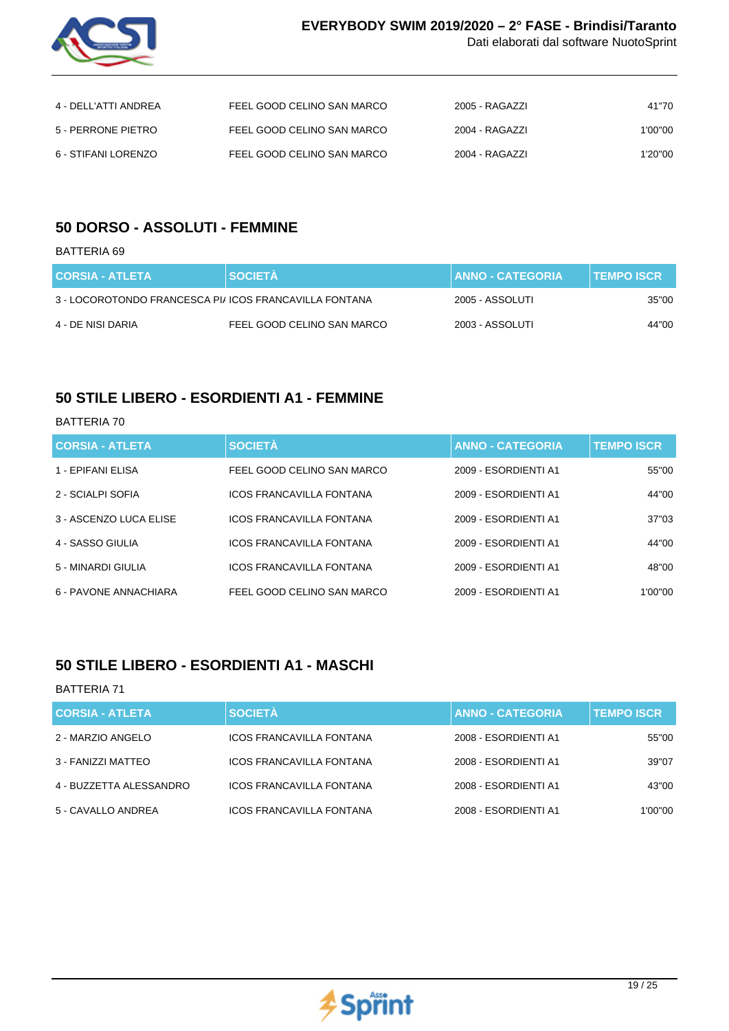| CORSIA - ATLETA | SOCIETÀ | ANNO - CATEGORIA | TEMPO ISCR |
|---|---|---|---|
| 4 - DELL'ATTI ANDREA | FEEL GOOD CELINO SAN MARCO | 2005 - RAGAZZI | 41"70 |
| 5 - PERRONE PIETRO | FEEL GOOD CELINO SAN MARCO | 2004 - RAGAZZI | 1'00"00 |
| 6 - STIFANI LORENZO | FEEL GOOD CELINO SAN MARCO | 2004 - RAGAZZI | 1'20"00 |

## 50 DORSO - ASSOLUTI - FEMMINE

BATTERIA 69

| CORSIA - ATLETA | SOCIETÀ | ANNO - CATEGORIA | TEMPO ISCR |
|---|---|---|---|
| 3 - LOCOROTONDO FRANCESCA PI/ | ICOS FRANCAVILLA FONTANA | 2005 - ASSOLUTI | 35"00 |
| 4 - DE NISI DARIA | FEEL GOOD CELINO SAN MARCO | 2003 - ASSOLUTI | 44"00 |

## 50 STILE LIBERO - ESORDIENTI A1 - FEMMINE

BATTERIA 70

| CORSIA - ATLETA | SOCIETÀ | ANNO - CATEGORIA | TEMPO ISCR |
|---|---|---|---|
| 1 - EPIFANI ELISA | FEEL GOOD CELINO SAN MARCO | 2009 - ESORDIENTI A1 | 55"00 |
| 2 - SCIALPI SOFIA | ICOS FRANCAVILLA FONTANA | 2009 - ESORDIENTI A1 | 44"00 |
| 3 - ASCENZO LUCA ELISE | ICOS FRANCAVILLA FONTANA | 2009 - ESORDIENTI A1 | 37"03 |
| 4 - SASSO GIULIA | ICOS FRANCAVILLA FONTANA | 2009 - ESORDIENTI A1 | 44"00 |
| 5 - MINARDI GIULIA | ICOS FRANCAVILLA FONTANA | 2009 - ESORDIENTI A1 | 48"00 |
| 6 - PAVONE ANNACHIARA | FEEL GOOD CELINO SAN MARCO | 2009 - ESORDIENTI A1 | 1'00"00 |

## 50 STILE LIBERO - ESORDIENTI A1 - MASCHI

BATTERIA 71

| CORSIA - ATLETA | SOCIETÀ | ANNO - CATEGORIA | TEMPO ISCR |
|---|---|---|---|
| 2 - MARZIO ANGELO | ICOS FRANCAVILLA FONTANA | 2008 - ESORDIENTI A1 | 55"00 |
| 3 - FANIZZI MATTEO | ICOS FRANCAVILLA FONTANA | 2008 - ESORDIENTI A1 | 39"07 |
| 4 - BUZZETTA ALESSANDRO | ICOS FRANCAVILLA FONTANA | 2008 - ESORDIENTI A1 | 43"00 |
| 5 - CAVALLO ANDREA | ICOS FRANCAVILLA FONTANA | 2008 - ESORDIENTI A1 | 1'00"00 |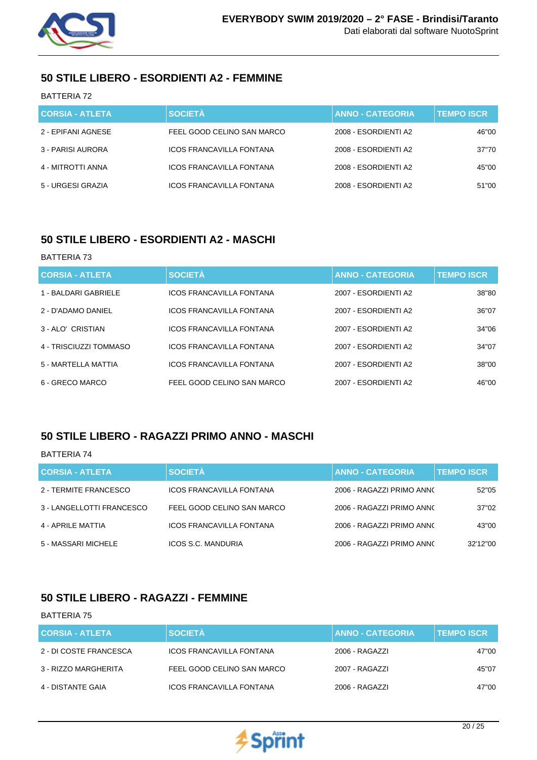## 50 STILE LIBERO - ESORDIENTI A2 - FEMMINE

BATTERIA 72

| CORSIA - ATLETA | SOCIETÀ | ANNO - CATEGORIA | TEMPO ISCR |
|---|---|---|---|
| 2 - EPIFANI AGNESE | FEEL GOOD CELINO SAN MARCO | 2008 - ESORDIENTI A2 | 46"00 |
| 3 - PARISI AURORA | ICOS FRANCAVILLA FONTANA | 2008 - ESORDIENTI A2 | 37"70 |
| 4 - MITROTTI ANNA | ICOS FRANCAVILLA FONTANA | 2008 - ESORDIENTI A2 | 45"00 |
| 5 - URGESI GRAZIA | ICOS FRANCAVILLA FONTANA | 2008 - ESORDIENTI A2 | 51"00 |

## 50 STILE LIBERO - ESORDIENTI A2 - MASCHI

BATTERIA 73

| CORSIA - ATLETA | SOCIETÀ | ANNO - CATEGORIA | TEMPO ISCR |
|---|---|---|---|
| 1 - BALDARI GABRIELE | ICOS FRANCAVILLA FONTANA | 2007 - ESORDIENTI A2 | 38"80 |
| 2 - D'ADAMO DANIEL | ICOS FRANCAVILLA FONTANA | 2007 - ESORDIENTI A2 | 36"07 |
| 3 - ALO' CRISTIAN | ICOS FRANCAVILLA FONTANA | 2007 - ESORDIENTI A2 | 34"06 |
| 4 - TRISCIUZZI TOMMASO | ICOS FRANCAVILLA FONTANA | 2007 - ESORDIENTI A2 | 34"07 |
| 5 - MARTELLA MATTIA | ICOS FRANCAVILLA FONTANA | 2007 - ESORDIENTI A2 | 38"00 |
| 6 - GRECO MARCO | FEEL GOOD CELINO SAN MARCO | 2007 - ESORDIENTI A2 | 46"00 |

## 50 STILE LIBERO - RAGAZZI PRIMO ANNO - MASCHI

BATTERIA 74

| CORSIA - ATLETA | SOCIETÀ | ANNO - CATEGORIA | TEMPO ISCR |
|---|---|---|---|
| 2 - TERMITE FRANCESCO | ICOS FRANCAVILLA FONTANA | 2006 - RAGAZZI PRIMO ANNO | 52"05 |
| 3 - LANGELLOTTI FRANCESCO | FEEL GOOD CELINO SAN MARCO | 2006 - RAGAZZI PRIMO ANNO | 37"02 |
| 4 - APRILE MATTIA | ICOS FRANCAVILLA FONTANA | 2006 - RAGAZZI PRIMO ANNO | 43"00 |
| 5 - MASSARI MICHELE | ICOS S.C. MANDURIA | 2006 - RAGAZZI PRIMO ANNO | 32'12"00 |

## 50 STILE LIBERO - RAGAZZI - FEMMINE

BATTERIA 75

| CORSIA - ATLETA | SOCIETÀ | ANNO - CATEGORIA | TEMPO ISCR |
|---|---|---|---|
| 2 - DI COSTE FRANCESCA | ICOS FRANCAVILLA FONTANA | 2006 - RAGAZZI | 47"00 |
| 3 - RIZZO MARGHERITA | FEEL GOOD CELINO SAN MARCO | 2007 - RAGAZZI | 45"07 |
| 4 - DISTANTE GAIA | ICOS FRANCAVILLA FONTANA | 2006 - RAGAZZI | 47"00 |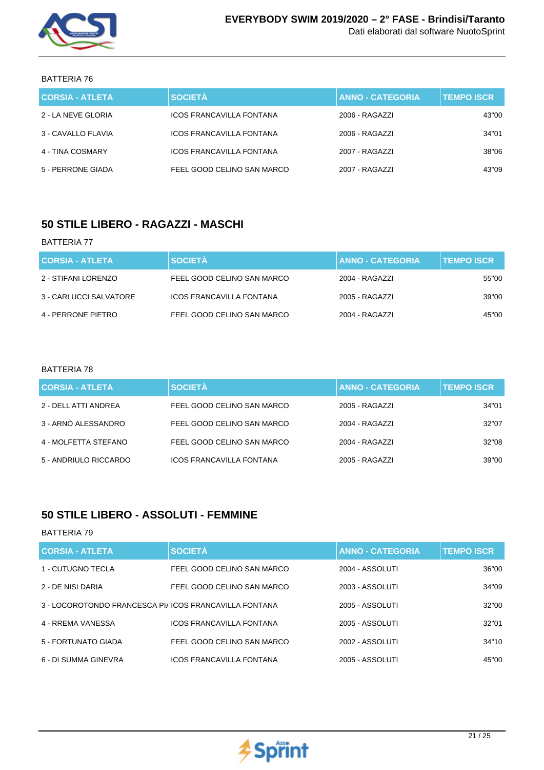BATTERIA 76

| CORSIA - ATLETA | SOCIETÀ | ANNO - CATEGORIA | TEMPO ISCR |
| --- | --- | --- | --- |
| 2 - LA NEVE GLORIA | ICOS FRANCAVILLA FONTANA | 2006 - RAGAZZI | 43"00 |
| 3 - CAVALLO FLAVIA | ICOS FRANCAVILLA FONTANA | 2006 - RAGAZZI | 34"01 |
| 4 - TINA COSMARY | ICOS FRANCAVILLA FONTANA | 2007 - RAGAZZI | 38"06 |
| 5 - PERRONE GIADA | FEEL GOOD CELINO SAN MARCO | 2007 - RAGAZZI | 43"09 |

## 50 STILE LIBERO - RAGAZZI - MASCHI

BATTERIA 77

| CORSIA - ATLETA | SOCIETÀ | ANNO - CATEGORIA | TEMPO ISCR |
| --- | --- | --- | --- |
| 2 - STIFANI LORENZO | FEEL GOOD CELINO SAN MARCO | 2004 - RAGAZZI | 55"00 |
| 3 - CARLUCCI SALVATORE | ICOS FRANCAVILLA FONTANA | 2005 - RAGAZZI | 39"00 |
| 4 - PERRONE PIETRO | FEEL GOOD CELINO SAN MARCO | 2004 - RAGAZZI | 45"00 |

BATTERIA 78

| CORSIA - ATLETA | SOCIETÀ | ANNO - CATEGORIA | TEMPO ISCR |
| --- | --- | --- | --- |
| 2 - DELL'ATTI ANDREA | FEEL GOOD CELINO SAN MARCO | 2005 - RAGAZZI | 34"01 |
| 3 - ARNÒ ALESSANDRO | FEEL GOOD CELINO SAN MARCO | 2004 - RAGAZZI | 32"07 |
| 4 - MOLFETTA STEFANO | FEEL GOOD CELINO SAN MARCO | 2004 - RAGAZZI | 32"08 |
| 5 - ANDRIULO RICCARDO | ICOS FRANCAVILLA FONTANA | 2005 - RAGAZZI | 39"00 |

## 50 STILE LIBERO - ASSOLUTI - FEMMINE

BATTERIA 79

| CORSIA - ATLETA | SOCIETÀ | ANNO - CATEGORIA | TEMPO ISCR |
| --- | --- | --- | --- |
| 1 - CUTUGNO TECLA | FEEL GOOD CELINO SAN MARCO | 2004 - ASSOLUTI | 36"00 |
| 2 - DE NISI DARIA | FEEL GOOD CELINO SAN MARCO | 2003 - ASSOLUTI | 34"09 |
| 3 - LOCOROTONDO FRANCESCA PI/ | ICOS FRANCAVILLA FONTANA | 2005 - ASSOLUTI | 32"00 |
| 4 - RREMA VANESSA | ICOS FRANCAVILLA FONTANA | 2005 - ASSOLUTI | 32"01 |
| 5 - FORTUNATO GIADA | FEEL GOOD CELINO SAN MARCO | 2002 - ASSOLUTI | 34"10 |
| 6 - DI SUMMA GINEVRA | ICOS FRANCAVILLA FONTANA | 2005 - ASSOLUTI | 45"00 |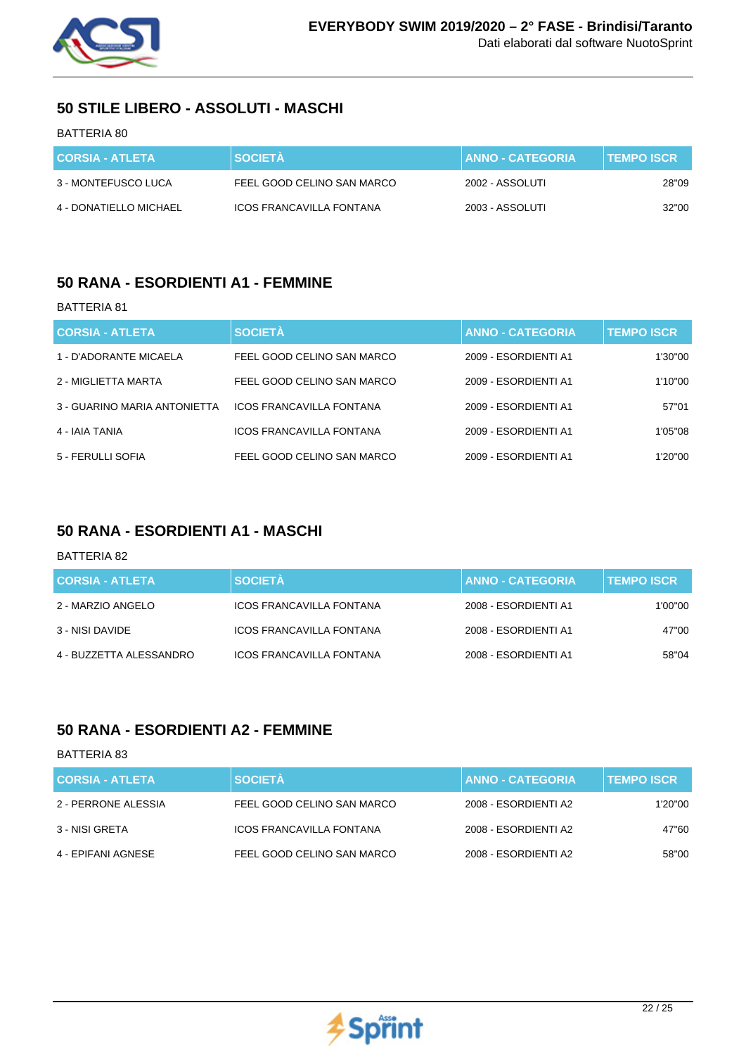## 50 STILE LIBERO - ASSOLUTI - MASCHI

BATTERIA 80

| CORSIA - ATLETA | SOCIETÀ | ANNO - CATEGORIA | TEMPO ISCR |
|---|---|---|---|
| 3 - MONTEFUSCO LUCA | FEEL GOOD CELINO SAN MARCO | 2002 - ASSOLUTI | 28"09 |
| 4 - DONATIELLO MICHAEL | ICOS FRANCAVILLA FONTANA | 2003 - ASSOLUTI | 32"00 |

## 50 RANA - ESORDIENTI A1 - FEMMINE

BATTERIA 81

| CORSIA - ATLETA | SOCIETÀ | ANNO - CATEGORIA | TEMPO ISCR |
|---|---|---|---|
| 1 - D'ADORANTE MICAELA | FEEL GOOD CELINO SAN MARCO | 2009 - ESORDIENTI A1 | 1'30"00 |
| 2 - MIGLIETTA MARTA | FEEL GOOD CELINO SAN MARCO | 2009 - ESORDIENTI A1 | 1'10"00 |
| 3 - GUARINO MARIA ANTONIETTA | ICOS FRANCAVILLA FONTANA | 2009 - ESORDIENTI A1 | 57"01 |
| 4 - IAIA TANIA | ICOS FRANCAVILLA FONTANA | 2009 - ESORDIENTI A1 | 1'05"08 |
| 5 - FERULLI SOFIA | FEEL GOOD CELINO SAN MARCO | 2009 - ESORDIENTI A1 | 1'20"00 |

## 50 RANA - ESORDIENTI A1 - MASCHI

BATTERIA 82

| CORSIA - ATLETA | SOCIETÀ | ANNO - CATEGORIA | TEMPO ISCR |
|---|---|---|---|
| 2 - MARZIO ANGELO | ICOS FRANCAVILLA FONTANA | 2008 - ESORDIENTI A1 | 1'00"00 |
| 3 - NISI DAVIDE | ICOS FRANCAVILLA FONTANA | 2008 - ESORDIENTI A1 | 47"00 |
| 4 - BUZZETTA ALESSANDRO | ICOS FRANCAVILLA FONTANA | 2008 - ESORDIENTI A1 | 58"04 |

## 50 RANA - ESORDIENTI A2 - FEMMINE

BATTERIA 83

| CORSIA - ATLETA | SOCIETÀ | ANNO - CATEGORIA | TEMPO ISCR |
|---|---|---|---|
| 2 - PERRONE ALESSIA | FEEL GOOD CELINO SAN MARCO | 2008 - ESORDIENTI A2 | 1'20"00 |
| 3 - NISI GRETA | ICOS FRANCAVILLA FONTANA | 2008 - ESORDIENTI A2 | 47"60 |
| 4 - EPIFANI AGNESE | FEEL GOOD CELINO SAN MARCO | 2008 - ESORDIENTI A2 | 58"00 |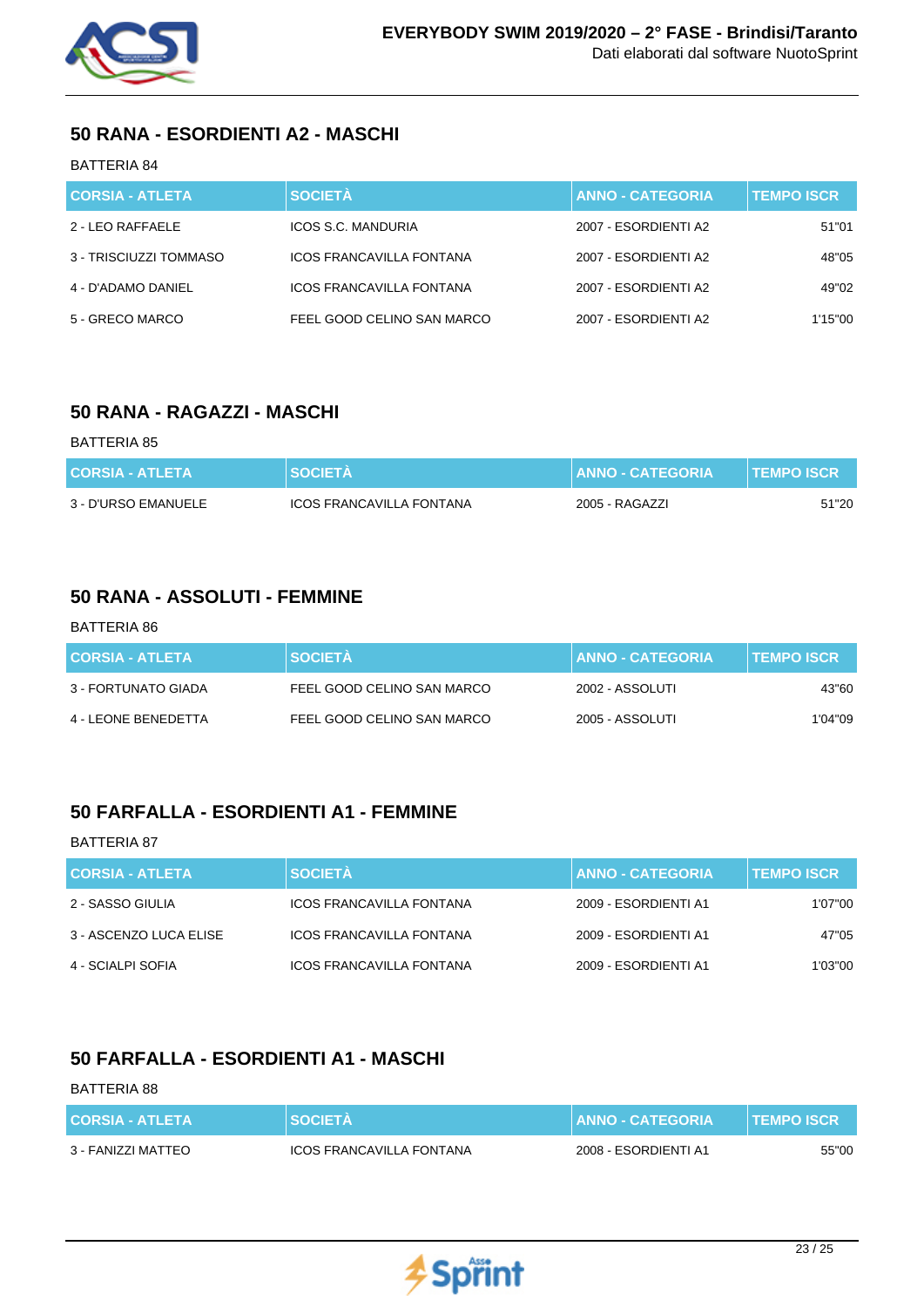## 50 RANA - ESORDIENTI A2 - MASCHI

BATTERIA 84

| CORSIA - ATLETA | SOCIETÀ | ANNO - CATEGORIA | TEMPO ISCR |
|---|---|---|---|
| 2 - LEO RAFFAELE | ICOS S.C. MANDURIA | 2007 - ESORDIENTI A2 | 51"01 |
| 3 - TRISCIUZZI TOMMASO | ICOS FRANCAVILLA FONTANA | 2007 - ESORDIENTI A2 | 48"05 |
| 4 - D'ADAMO DANIEL | ICOS FRANCAVILLA FONTANA | 2007 - ESORDIENTI A2 | 49"02 |
| 5 - GRECO MARCO | FEEL GOOD CELINO SAN MARCO | 2007 - ESORDIENTI A2 | 1'15"00 |

## 50 RANA - RAGAZZI - MASCHI

BATTERIA 85

| CORSIA - ATLETA | SOCIETÀ | ANNO - CATEGORIA | TEMPO ISCR |
|---|---|---|---|
| 3 - D'URSO EMANUELE | ICOS FRANCAVILLA FONTANA | 2005 - RAGAZZI | 51"20 |

## 50 RANA - ASSOLUTI - FEMMINE

BATTERIA 86

| CORSIA - ATLETA | SOCIETÀ | ANNO - CATEGORIA | TEMPO ISCR |
|---|---|---|---|
| 3 - FORTUNATO GIADA | FEEL GOOD CELINO SAN MARCO | 2002 - ASSOLUTI | 43"60 |
| 4 - LEONE BENEDETTA | FEEL GOOD CELINO SAN MARCO | 2005 - ASSOLUTI | 1'04"09 |

## 50 FARFALLA - ESORDIENTI A1 - FEMMINE

BATTERIA 87

| CORSIA - ATLETA | SOCIETÀ | ANNO - CATEGORIA | TEMPO ISCR |
|---|---|---|---|
| 2 - SASSO GIULIA | ICOS FRANCAVILLA FONTANA | 2009 - ESORDIENTI A1 | 1'07"00 |
| 3 - ASCENZO LUCA ELISE | ICOS FRANCAVILLA FONTANA | 2009 - ESORDIENTI A1 | 47"05 |
| 4 - SCIALPI SOFIA | ICOS FRANCAVILLA FONTANA | 2009 - ESORDIENTI A1 | 1'03"00 |

## 50 FARFALLA - ESORDIENTI A1 - MASCHI

BATTERIA 88

| CORSIA - ATLETA | SOCIETÀ | ANNO - CATEGORIA | TEMPO ISCR |
|---|---|---|---|
| 3 - FANIZZI MATTEO | ICOS FRANCAVILLA FONTANA | 2008 - ESORDIENTI A1 | 55"00 |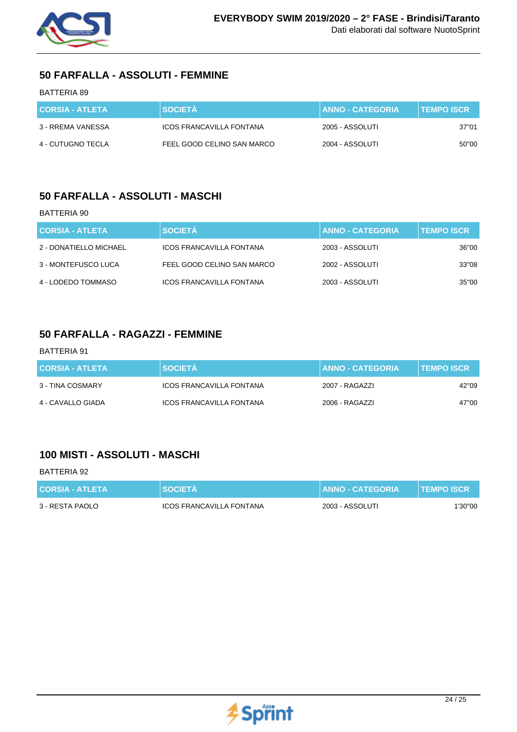## 50 FARFALLA - ASSOLUTI - FEMMINE

BATTERIA 89

| CORSIA - ATLETA | SOCIETÀ | ANNO - CATEGORIA | TEMPO ISCR |
|---|---|---|---|
| 3 - RREMA VANESSA | ICOS FRANCAVILLA FONTANA | 2005 - ASSOLUTI | 37"01 |
| 4 - CUTUGNO TECLA | FEEL GOOD CELINO SAN MARCO | 2004 - ASSOLUTI | 50"00 |

## 50 FARFALLA - ASSOLUTI - MASCHI

BATTERIA 90

| CORSIA - ATLETA | SOCIETÀ | ANNO - CATEGORIA | TEMPO ISCR |
|---|---|---|---|
| 2 - DONATIELLO MICHAEL | ICOS FRANCAVILLA FONTANA | 2003 - ASSOLUTI | 36"00 |
| 3 - MONTEFUSCO LUCA | FEEL GOOD CELINO SAN MARCO | 2002 - ASSOLUTI | 33"08 |
| 4 - LODEDO TOMMASO | ICOS FRANCAVILLA FONTANA | 2003 - ASSOLUTI | 35"00 |

## 50 FARFALLA - RAGAZZI - FEMMINE

BATTERIA 91

| CORSIA - ATLETA | SOCIETÀ | ANNO - CATEGORIA | TEMPO ISCR |
|---|---|---|---|
| 3 - TINA COSMARY | ICOS FRANCAVILLA FONTANA | 2007 - RAGAZZI | 42"09 |
| 4 - CAVALLO GIADA | ICOS FRANCAVILLA FONTANA | 2006 - RAGAZZI | 47"00 |

## 100 MISTI - ASSOLUTI - MASCHI

BATTERIA 92

| CORSIA - ATLETA | SOCIETÀ | ANNO - CATEGORIA | TEMPO ISCR |
|---|---|---|---|
| 3 - RESTA PAOLO | ICOS FRANCAVILLA FONTANA | 2003 - ASSOLUTI | 1'30"00 |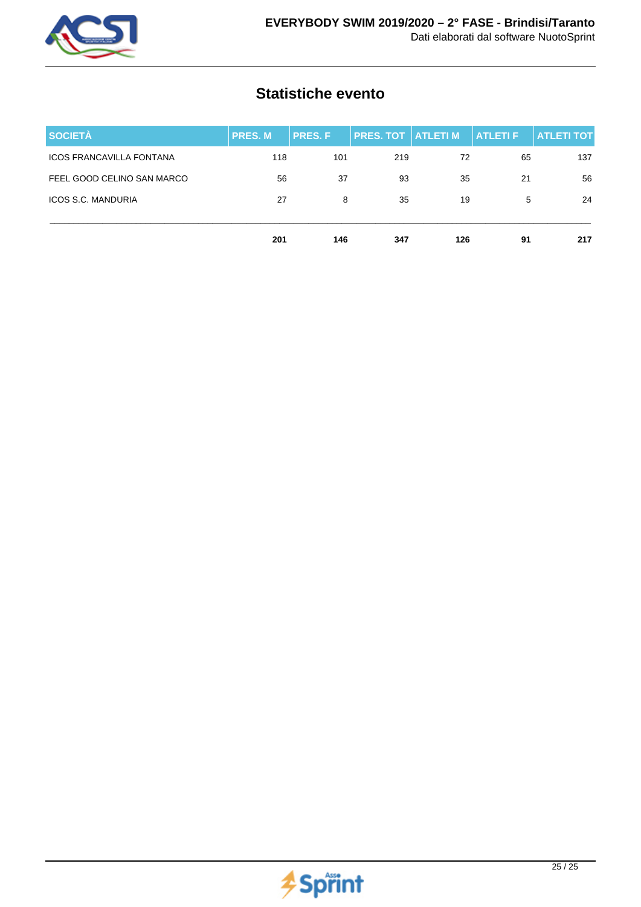## Statistiche evento

| SOCIETÀ | PRES. M | PRES. F | PRES. TOT | ATLETI M | ATLETI F | ATLETI TOT |
|---|---|---|---|---|---|---|
| ICOS FRANCAVILLA FONTANA | 118 | 101 | 219 | 72 | 65 | 137 |
| FEEL GOOD CELINO SAN MARCO | 56 | 37 | 93 | 35 | 21 | 56 |
| ICOS S.C. MANDURIA | 27 | 8 | 35 | 19 | 5 | 24 |
| | **201** | **146** | **347** | **126** | **91** | **217** |